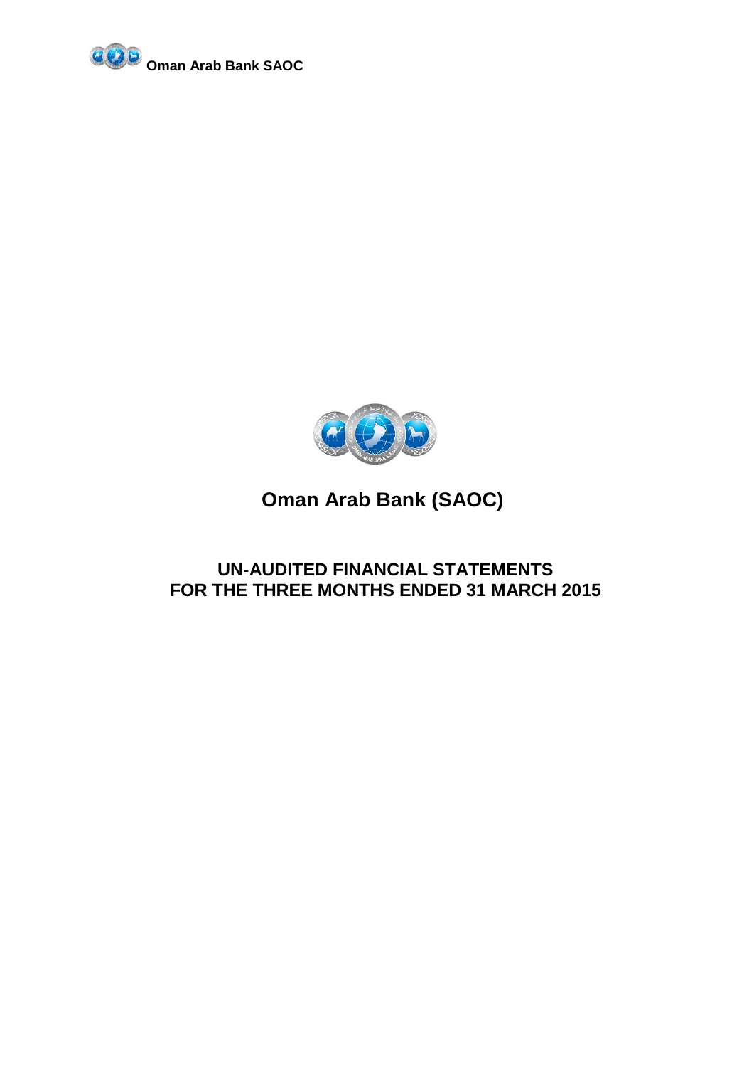# Oman Arab Bank (SAOC)

## UN-AUDITED FINANCIAL STATEMENTS
## FOR THE THREE MONTHS ENDED 31 MARCH 2015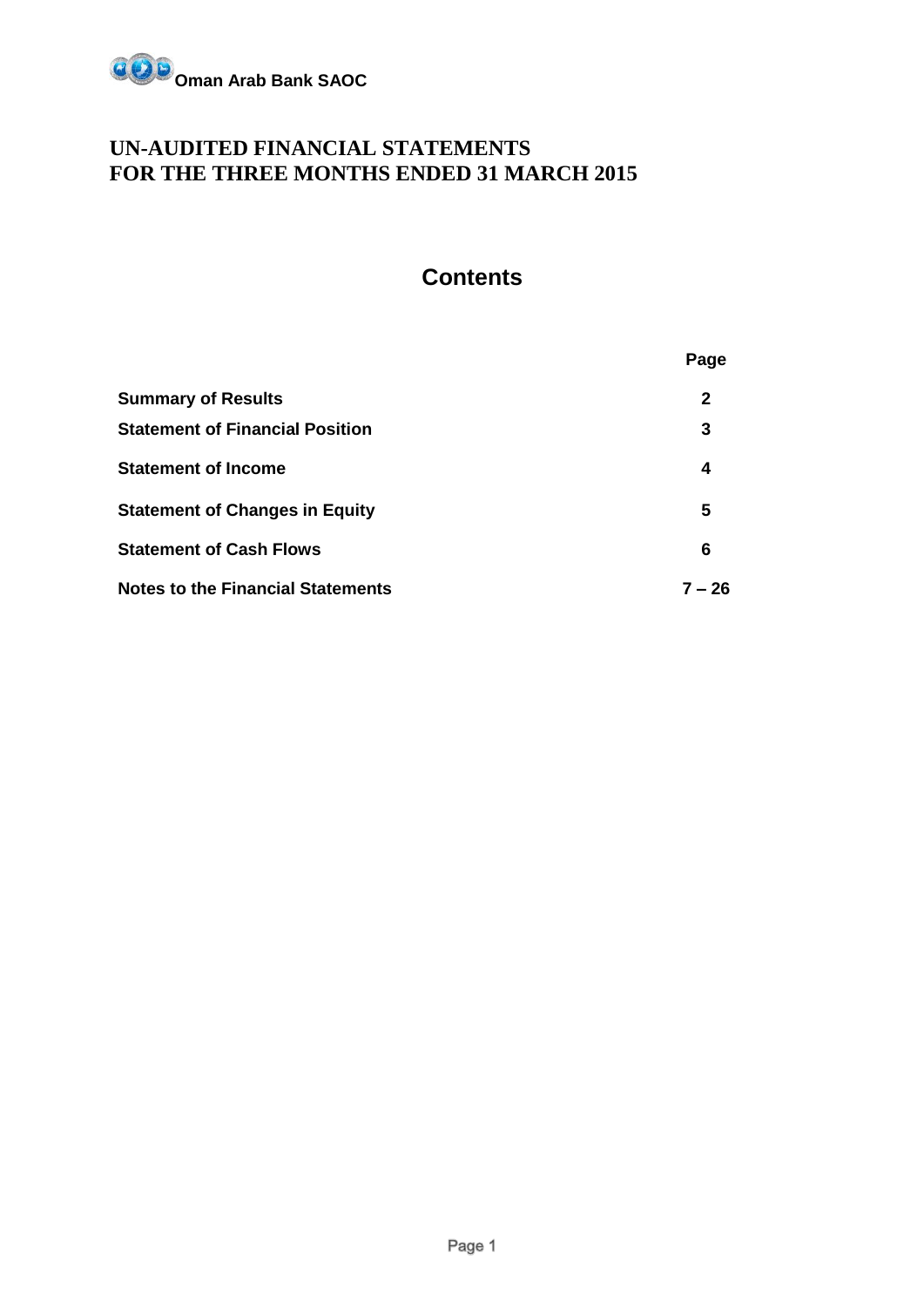**Oman Arab Bank SAOC**

# UN-AUDITED FINANCIAL STATEMENTS
# FOR THE THREE MONTHS ENDED 31 MARCH 2015

## Contents

| | Page |
|---|---|
| **Summary of Results** | **2** |
| **Statement of Financial Position** | **3** |
| **Statement of Income** | **4** |
| **Statement of Changes in Equity** | **5** |
| **Statement of Cash Flows** | **6** |
| **Notes to the Financial Statements** | **7 – 26** |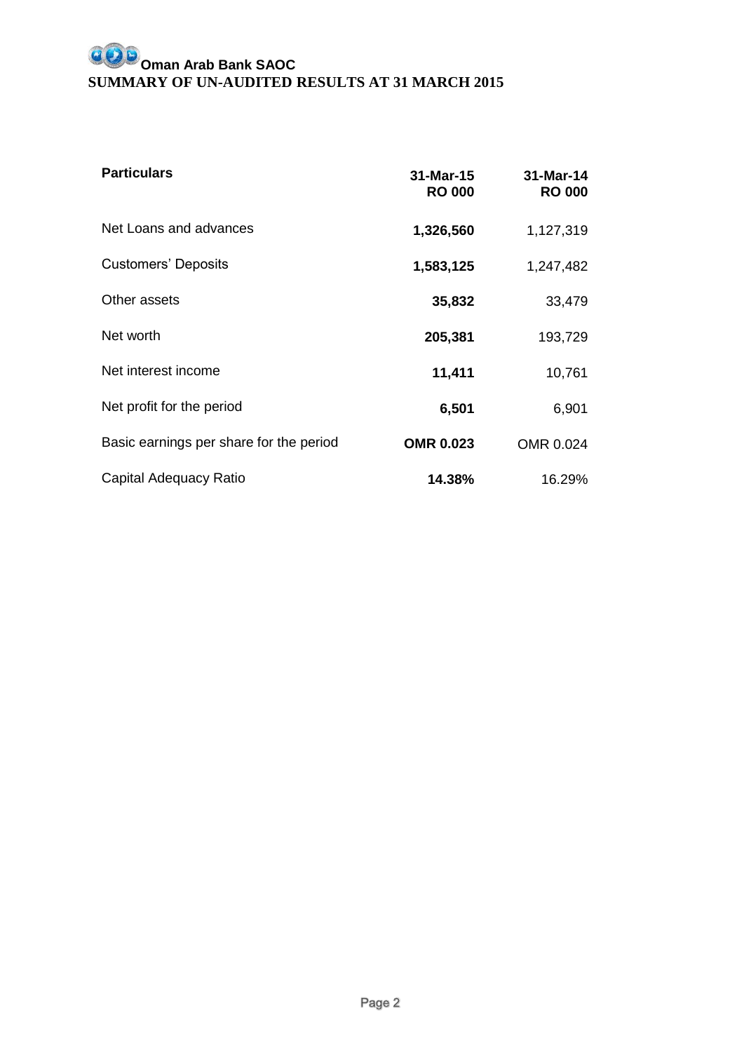**Oman Arab Bank SAOC**

**SUMMARY OF UN-AUDITED RESULTS AT 31 MARCH 2015**

| **Particulars** | **31-Mar-15 RO 000** | **31-Mar-14 RO 000** |
|---|---|---|
| Net Loans and advances | **1,326,560** | 1,127,319 |
| Customers' Deposits | **1,583,125** | 1,247,482 |
| Other assets | **35,832** | 33,479 |
| Net worth | **205,381** | 193,729 |
| Net interest income | **11,411** | 10,761 |
| Net profit for the period | **6,501** | 6,901 |
| Basic earnings per share for the period | **OMR 0.023** | OMR 0.024 |
| Capital Adequacy Ratio | **14.38%** | 16.29% |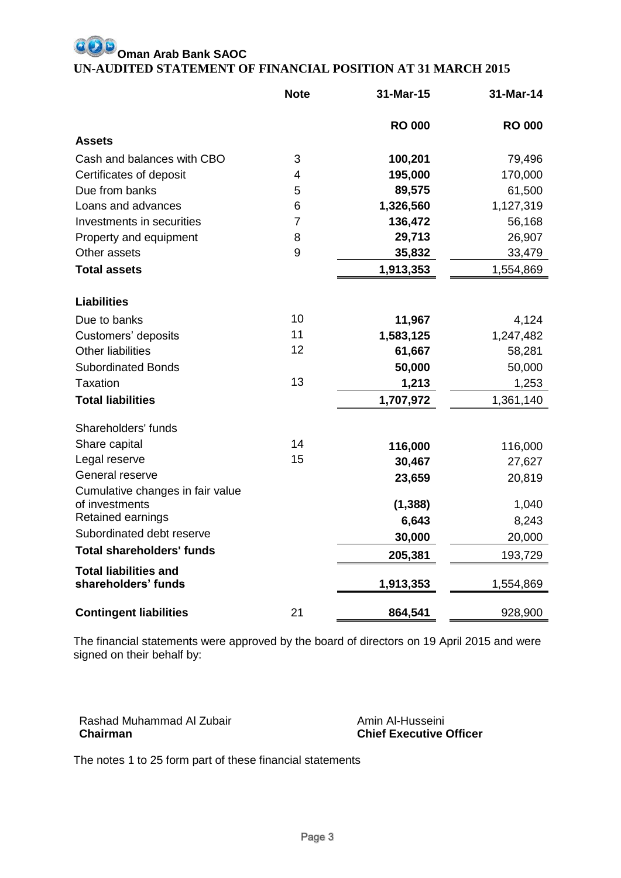**Oman Arab Bank SAOC**

# UN-AUDITED STATEMENT OF FINANCIAL POSITION AT 31 MARCH 2015

| | Note | 31-Mar-15 | 31-Mar-14 |
|---|---|---|---|
| | | RO 000 | RO 000 |
| **Assets** | | | |
| Cash and balances with CBO | 3 | **100,201** | 79,496 |
| Certificates of deposit | 4 | **195,000** | 170,000 |
| Due from banks | 5 | **89,575** | 61,500 |
| Loans and advances | 6 | **1,326,560** | 1,127,319 |
| Investments in securities | 7 | **136,472** | 56,168 |
| Property and equipment | 8 | **29,713** | 26,907 |
| Other assets | 9 | **35,832** | 33,479 |
| **Total assets** | | **1,913,353** | 1,554,869 |
| **Liabilities** | | | |
| Due to banks | 10 | **11,967** | 4,124 |
| Customers' deposits | 11 | **1,583,125** | 1,247,482 |
| Other liabilities | 12 | **61,667** | 58,281 |
| Subordinated Bonds | | **50,000** | 50,000 |
| Taxation | 13 | **1,213** | 1,253 |
| **Total liabilities** | | **1,707,972** | 1,361,140 |
| Shareholders' funds | | | |
| Share capital | 14 | **116,000** | 116,000 |
| Legal reserve | 15 | **30,467** | 27,627 |
| General reserve | | **23,659** | 20,819 |
| Cumulative changes in fair value of investments | | **(1,388)** | 1,040 |
| Retained earnings | | **6,643** | 8,243 |
| Subordinated debt reserve | | **30,000** | 20,000 |
| **Total shareholders' funds** | | **205,381** | 193,729 |
| **Total liabilities and shareholders' funds** | | **1,913,353** | 1,554,869 |
| **Contingent liabilities** | 21 | **864,541** | 928,900 |

The financial statements were approved by the board of directors on 19 April 2015 and were signed on their behalf by:

Rashad Muhammad Al Zubair
**Chairman**

Amin Al-Husseini
**Chief Executive Officer**

The notes 1 to 25 form part of these financial statements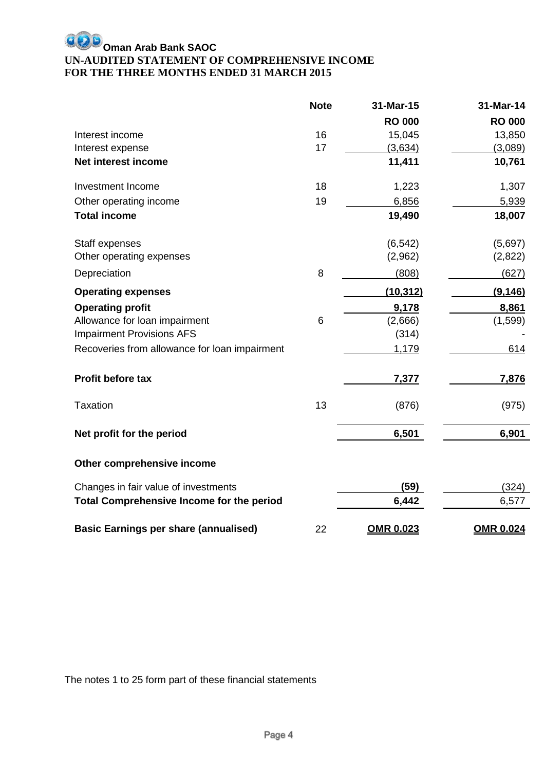**Oman Arab Bank SAOC**

**UN-AUDITED STATEMENT OF COMPREHENSIVE INCOME**
**FOR THE THREE MONTHS ENDED 31 MARCH 2015**

| | Note | 31-Mar-15 | 31-Mar-14 |
|---|---|---|---|
| | | **RO 000** | **RO 000** |
| Interest income | 16 | 15,045 | 13,850 |
| Interest expense | 17 | (3,634) | (3,089) |
| **Net interest income** | | **11,411** | **10,761** |
| Investment Income | 18 | 1,223 | 1,307 |
| Other operating income | 19 | 6,856 | 5,939 |
| **Total income** | | **19,490** | **18,007** |
| Staff expenses | | (6,542) | (5,697) |
| Other operating expenses | | (2,962) | (2,822) |
| Depreciation | 8 | (808) | (627) |
| **Operating expenses** | | **(10,312)** | **(9,146)** |
| **Operating profit** | | **9,178** | **8,861** |
| Allowance for loan impairment | 6 | (2,666) | (1,599) |
| Impairment Provisions AFS | | (314) | - |
| Recoveries from allowance for loan impairment | | 1,179 | 614 |
| **Profit before tax** | | **7,377** | **7,876** |
| Taxation | 13 | (876) | (975) |
| **Net profit for the period** | | **6,501** | **6,901** |
| **Other comprehensive income** | | | |
| Changes in fair value of investments | | **(59)** | (324) |
| **Total Comprehensive Income for the period** | | **6,442** | 6,577 |
| **Basic Earnings per share (annualised)** | 22 | **OMR 0.023** | **OMR 0.024** |

The notes 1 to 25 form part of these financial statements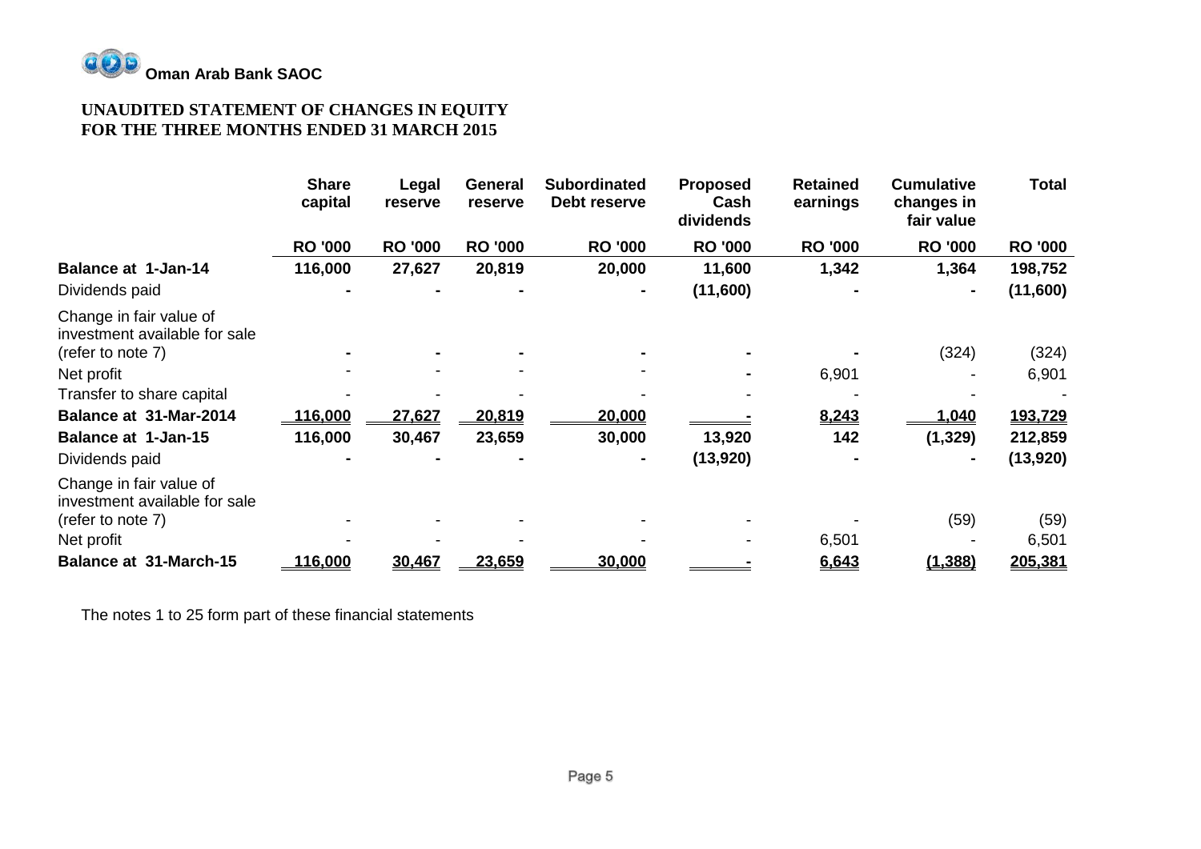**Oman Arab Bank SAOC**

# UNAUDITED STATEMENT OF CHANGES IN EQUITY
# FOR THE THREE MONTHS ENDED 31 MARCH 2015

| | Share capital | Legal reserve | General reserve | Subordinated Debt reserve | Proposed Cash dividends | Retained earnings | Cumulative changes in fair value | Total |
|---|---|---|---|---|---|---|---|---|
| | RO '000 | RO '000 | RO '000 | RO '000 | RO '000 | RO '000 | RO '000 | RO '000 |
| **Balance at 1-Jan-14** | **116,000** | **27,627** | **20,819** | **20,000** | **11,600** | **1,342** | **1,364** | **198,752** |
| Dividends paid | - | - | - | - | (11,600) | - | - | (11,600) |
| Change in fair value of investment available for sale (refer to note 7) | - | - | - | - | - | - | (324) | (324) |
| Net profit | - | - | - | - | - | 6,901 | - | 6,901 |
| Transfer to share capital | - | - | - | - | - | - | - | - |
| **Balance at 31-Mar-2014** | **116,000** | **27,627** | **20,819** | **20,000** | **-** | **8,243** | **1,040** | **193,729** |
| **Balance at 1-Jan-15** | **116,000** | **30,467** | **23,659** | **30,000** | **13,920** | **142** | **(1,329)** | **212,859** |
| Dividends paid | - | - | - | - | (13,920) | - | - | (13,920) |
| Change in fair value of investment available for sale (refer to note 7) | - | - | - | - | - | - | (59) | (59) |
| Net profit | - | - | - | - | - | 6,501 | - | 6,501 |
| **Balance at 31-March-15** | **116,000** | **30,467** | **23,659** | **30,000** | **-** | **6,643** | **(1,388)** | **205,381** |

The notes 1 to 25 form part of these financial statements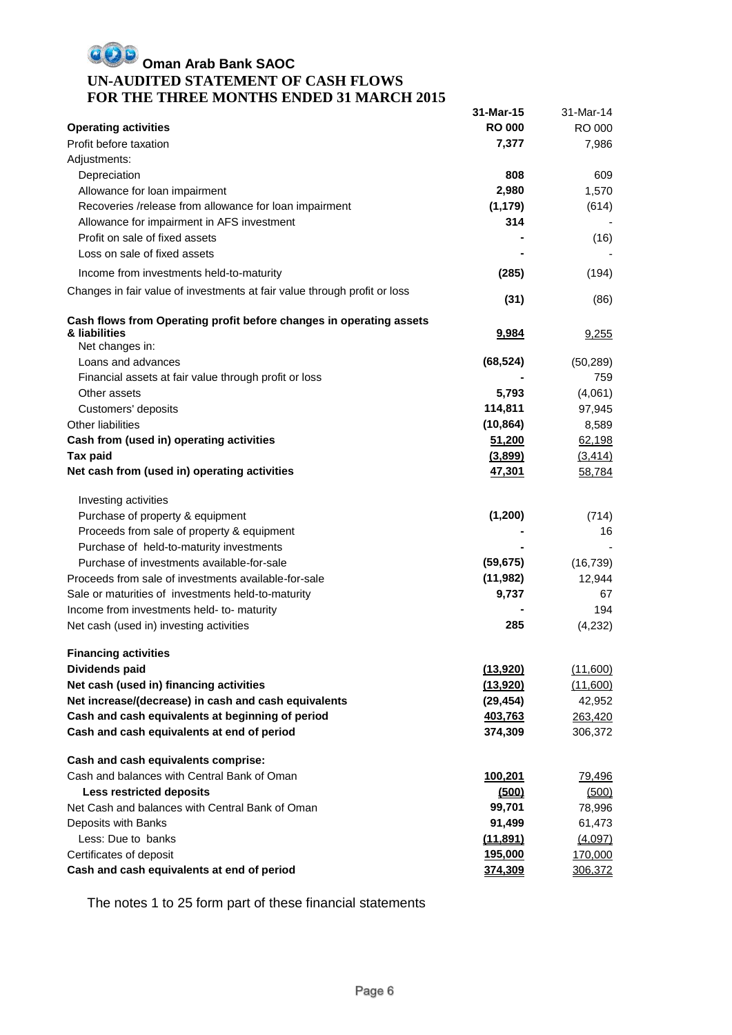# Oman Arab Bank SAOC

## UN-AUDITED STATEMENT OF CASH FLOWS
## FOR THE THREE MONTHS ENDED 31 MARCH 2015

| | 31-Mar-15 | 31-Mar-14 |
|---|---|---|
| **Operating activities** | **RO 000** | RO 000 |
| Profit before taxation | **7,377** | 7,986 |
| Adjustments: | | |
| Depreciation | **808** | 609 |
| Allowance for loan impairment | **2,980** | 1,570 |
| Recoveries /release from allowance for loan impairment | **(1,179)** | (614) |
| Allowance for impairment in AFS investment | **314** | - |
| Profit on sale of fixed assets | **-** | (16) |
| Loss on sale of fixed assets | **-** | - |
| Income from investments held-to-maturity | **(285)** | (194) |
| Changes in fair value of investments at fair value through profit or loss | **(31)** | (86) |
| **Cash flows from Operating profit before changes in operating assets & liabilities** | **9,984** | 9,255 |
| Net changes in: | | |
| Loans and advances | **(68,524)** | (50,289) |
| Financial assets at fair value through profit or loss | **-** | 759 |
| Other assets | **5,793** | (4,061) |
| Customers' deposits | **114,811** | 97,945 |
| Other liabilities | **(10,864)** | 8,589 |
| **Cash from (used in) operating activities** | **51,200** | 62,198 |
| **Tax paid** | **(3,899)** | (3,414) |
| **Net cash from (used in) operating activities** | **47,301** | 58,784 |
| Investing activities | | |
| Purchase of property & equipment | **(1,200)** | (714) |
| Proceeds from sale of property & equipment | **-** | 16 |
| Purchase of held-to-maturity investments | **-** | - |
| Purchase of investments available-for-sale | **(59,675)** | (16,739) |
| Proceeds from sale of investments available-for-sale | **(11,982)** | 12,944 |
| Sale or maturities of investments held-to-maturity | **9,737** | 67 |
| Income from investments held- to- maturity | **-** | 194 |
| Net cash (used in) investing activities | **285** | (4,232) |
| **Financing activities** | | |
| **Dividends paid** | **(13,920)** | (11,600) |
| **Net cash (used in) financing activities** | **(13,920)** | (11,600) |
| **Net increase/(decrease) in cash and cash equivalents** | **(29,454)** | 42,952 |
| **Cash and cash equivalents at beginning of period** | **403,763** | 263,420 |
| **Cash and cash equivalents at end of period** | **374,309** | 306,372 |
| **Cash and cash equivalents comprise:** | | |
| Cash and balances with Central Bank of Oman | **100,201** | 79,496 |
| **Less restricted deposits** | **(500)** | (500) |
| Net Cash and balances with Central Bank of Oman | **99,701** | 78,996 |
| Deposits with Banks | **91,499** | 61,473 |
| Less: Due to banks | **(11,891)** | (4,097) |
| Certificates of deposit | **195,000** | 170,000 |
| **Cash and cash equivalents at end of period** | **374,309** | 306,372 |

The notes 1 to 25 form part of these financial statements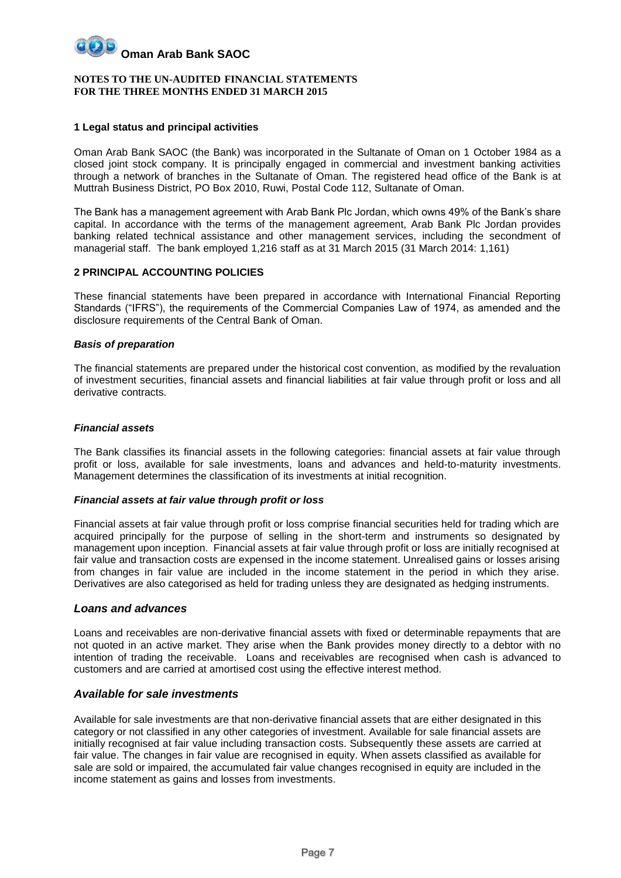**Oman Arab Bank SAOC**

**NOTES TO THE UN-AUDITED FINANCIAL STATEMENTS**
**FOR THE THREE MONTHS ENDED 31 MARCH 2015**

## 1 Legal status and principal activities

Oman Arab Bank SAOC (the Bank) was incorporated in the Sultanate of Oman on 1 October 1984 as a closed joint stock company. It is principally engaged in commercial and investment banking activities through a network of branches in the Sultanate of Oman. The registered head office of the Bank is at Muttrah Business District, PO Box 2010, Ruwi, Postal Code 112, Sultanate of Oman.

The Bank has a management agreement with Arab Bank Plc Jordan, which owns 49% of the Bank's share capital. In accordance with the terms of the management agreement, Arab Bank Plc Jordan provides banking related technical assistance and other management services, including the secondment of managerial staff. The bank employed 1,216 staff as at 31 March 2015 (31 March 2014: 1,161)

## 2 PRINCIPAL ACCOUNTING POLICIES

These financial statements have been prepared in accordance with International Financial Reporting Standards ("IFRS"), the requirements of the Commercial Companies Law of 1974, as amended and the disclosure requirements of the Central Bank of Oman.

### *Basis of preparation*

The financial statements are prepared under the historical cost convention, as modified by the revaluation of investment securities, financial assets and financial liabilities at fair value through profit or loss and all derivative contracts.

### *Financial assets*

The Bank classifies its financial assets in the following categories: financial assets at fair value through profit or loss, available for sale investments, loans and advances and held-to-maturity investments. Management determines the classification of its investments at initial recognition.

### *Financial assets at fair value through profit or loss*

Financial assets at fair value through profit or loss comprise financial securities held for trading which are acquired principally for the purpose of selling in the short-term and instruments so designated by management upon inception. Financial assets at fair value through profit or loss are initially recognised at fair value and transaction costs are expensed in the income statement. Unrealised gains or losses arising from changes in fair value are included in the income statement in the period in which they arise. Derivatives are also categorised as held for trading unless they are designated as hedging instruments.

### *Loans and advances*

Loans and receivables are non-derivative financial assets with fixed or determinable repayments that are not quoted in an active market. They arise when the Bank provides money directly to a debtor with no intention of trading the receivable. Loans and receivables are recognised when cash is advanced to customers and are carried at amortised cost using the effective interest method.

### *Available for sale investments*

Available for sale investments are that non-derivative financial assets that are either designated in this category or not classified in any other categories of investment. Available for sale financial assets are initially recognised at fair value including transaction costs. Subsequently these assets are carried at fair value. The changes in fair value are recognised in equity. When assets classified as available for sale are sold or impaired, the accumulated fair value changes recognised in equity are included in the income statement as gains and losses from investments.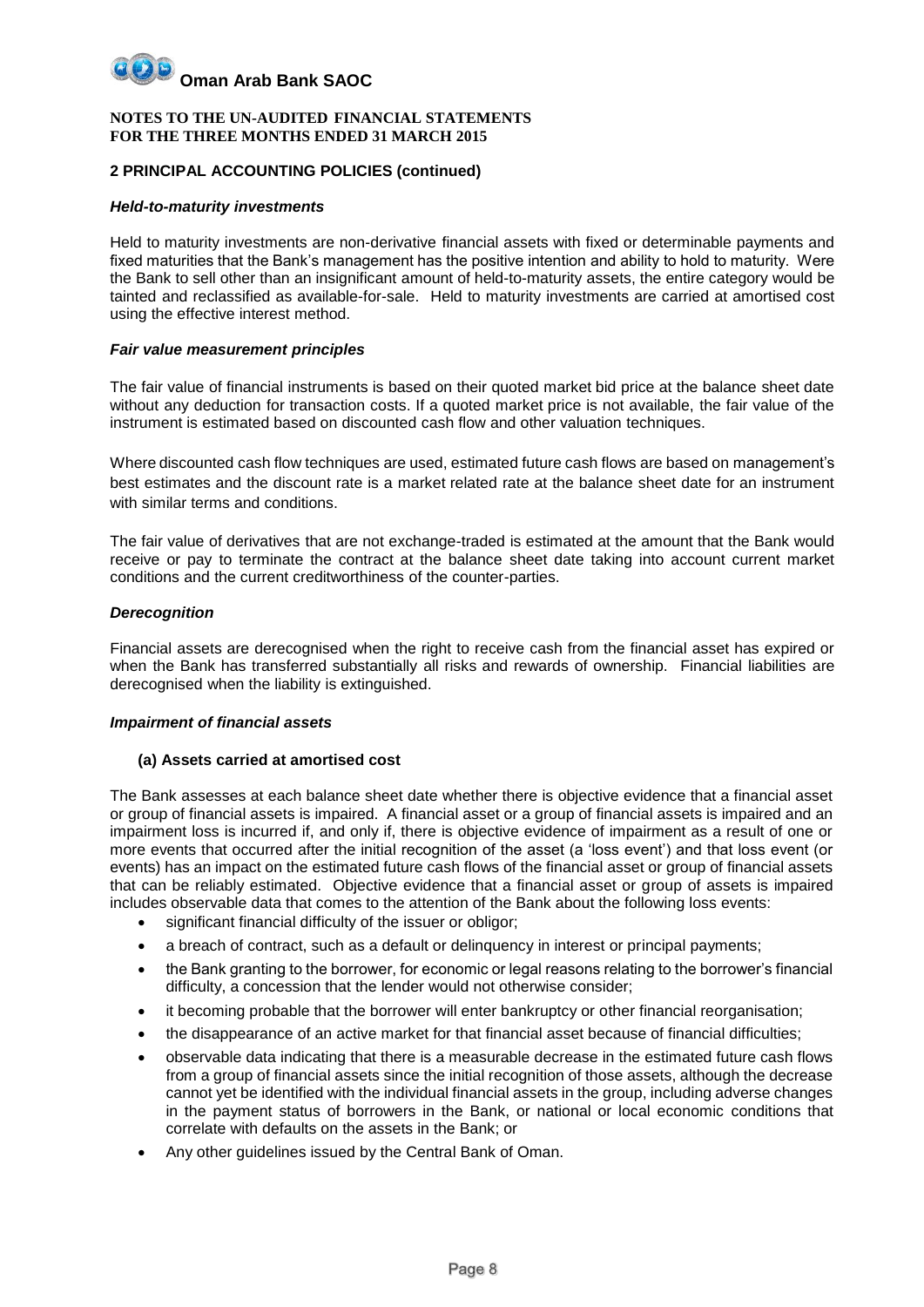**NOTES TO THE UN-AUDITED FINANCIAL STATEMENTS**
**FOR THE THREE MONTHS ENDED 31 MARCH 2015**

## 2 PRINCIPAL ACCOUNTING POLICIES (continued)

### *Held-to-maturity investments*

Held to maturity investments are non-derivative financial assets with fixed or determinable payments and fixed maturities that the Bank's management has the positive intention and ability to hold to maturity. Were the Bank to sell other than an insignificant amount of held-to-maturity assets, the entire category would be tainted and reclassified as available-for-sale. Held to maturity investments are carried at amortised cost using the effective interest method.

### *Fair value measurement principles*

The fair value of financial instruments is based on their quoted market bid price at the balance sheet date without any deduction for transaction costs. If a quoted market price is not available, the fair value of the instrument is estimated based on discounted cash flow and other valuation techniques.

Where discounted cash flow techniques are used, estimated future cash flows are based on management's best estimates and the discount rate is a market related rate at the balance sheet date for an instrument with similar terms and conditions.

The fair value of derivatives that are not exchange-traded is estimated at the amount that the Bank would receive or pay to terminate the contract at the balance sheet date taking into account current market conditions and the current creditworthiness of the counter-parties.

### *Derecognition*

Financial assets are derecognised when the right to receive cash from the financial asset has expired or when the Bank has transferred substantially all risks and rewards of ownership. Financial liabilities are derecognised when the liability is extinguished.

### *Impairment of financial assets*

#### (a) Assets carried at amortised cost

The Bank assesses at each balance sheet date whether there is objective evidence that a financial asset or group of financial assets is impaired. A financial asset or a group of financial assets is impaired and an impairment loss is incurred if, and only if, there is objective evidence of impairment as a result of one or more events that occurred after the initial recognition of the asset (a 'loss event') and that loss event (or events) has an impact on the estimated future cash flows of the financial asset or group of financial assets that can be reliably estimated. Objective evidence that a financial asset or group of assets is impaired includes observable data that comes to the attention of the Bank about the following loss events:

- significant financial difficulty of the issuer or obligor;
- a breach of contract, such as a default or delinquency in interest or principal payments;
- the Bank granting to the borrower, for economic or legal reasons relating to the borrower's financial difficulty, a concession that the lender would not otherwise consider;
- it becoming probable that the borrower will enter bankruptcy or other financial reorganisation;
- the disappearance of an active market for that financial asset because of financial difficulties;
- observable data indicating that there is a measurable decrease in the estimated future cash flows from a group of financial assets since the initial recognition of those assets, although the decrease cannot yet be identified with the individual financial assets in the group, including adverse changes in the payment status of borrowers in the Bank, or national or local economic conditions that correlate with defaults on the assets in the Bank; or
- Any other guidelines issued by the Central Bank of Oman.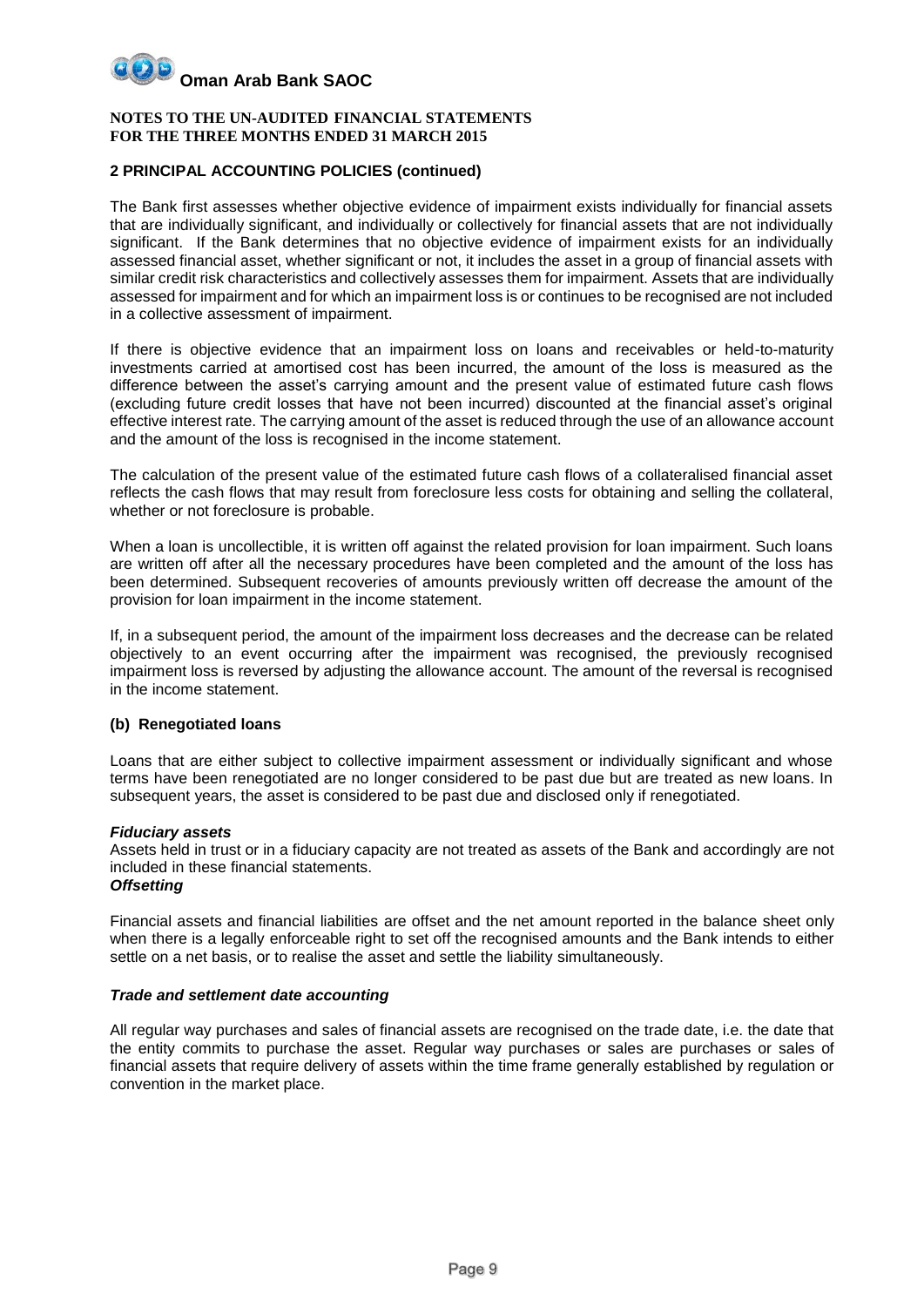**NOTES TO THE UN-AUDITED FINANCIAL STATEMENTS**
**FOR THE THREE MONTHS ENDED 31 MARCH 2015**

## 2 PRINCIPAL ACCOUNTING POLICIES (continued)

The Bank first assesses whether objective evidence of impairment exists individually for financial assets that are individually significant, and individually or collectively for financial assets that are not individually significant. If the Bank determines that no objective evidence of impairment exists for an individually assessed financial asset, whether significant or not, it includes the asset in a group of financial assets with similar credit risk characteristics and collectively assesses them for impairment. Assets that are individually assessed for impairment and for which an impairment loss is or continues to be recognised are not included in a collective assessment of impairment.

If there is objective evidence that an impairment loss on loans and receivables or held-to-maturity investments carried at amortised cost has been incurred, the amount of the loss is measured as the difference between the asset's carrying amount and the present value of estimated future cash flows (excluding future credit losses that have not been incurred) discounted at the financial asset's original effective interest rate. The carrying amount of the asset is reduced through the use of an allowance account and the amount of the loss is recognised in the income statement.

The calculation of the present value of the estimated future cash flows of a collateralised financial asset reflects the cash flows that may result from foreclosure less costs for obtaining and selling the collateral, whether or not foreclosure is probable.

When a loan is uncollectible, it is written off against the related provision for loan impairment. Such loans are written off after all the necessary procedures have been completed and the amount of the loss has been determined. Subsequent recoveries of amounts previously written off decrease the amount of the provision for loan impairment in the income statement.

If, in a subsequent period, the amount of the impairment loss decreases and the decrease can be related objectively to an event occurring after the impairment was recognised, the previously recognised impairment loss is reversed by adjusting the allowance account. The amount of the reversal is recognised in the income statement.

### (b) Renegotiated loans

Loans that are either subject to collective impairment assessment or individually significant and whose terms have been renegotiated are no longer considered to be past due but are treated as new loans. In subsequent years, the asset is considered to be past due and disclosed only if renegotiated.

***Fiduciary assets***

Assets held in trust or in a fiduciary capacity are not treated as assets of the Bank and accordingly are not included in these financial statements.

***Offsetting***

Financial assets and financial liabilities are offset and the net amount reported in the balance sheet only when there is a legally enforceable right to set off the recognised amounts and the Bank intends to either settle on a net basis, or to realise the asset and settle the liability simultaneously.

***Trade and settlement date accounting***

All regular way purchases and sales of financial assets are recognised on the trade date, i.e. the date that the entity commits to purchase the asset. Regular way purchases or sales are purchases or sales of financial assets that require delivery of assets within the time frame generally established by regulation or convention in the market place.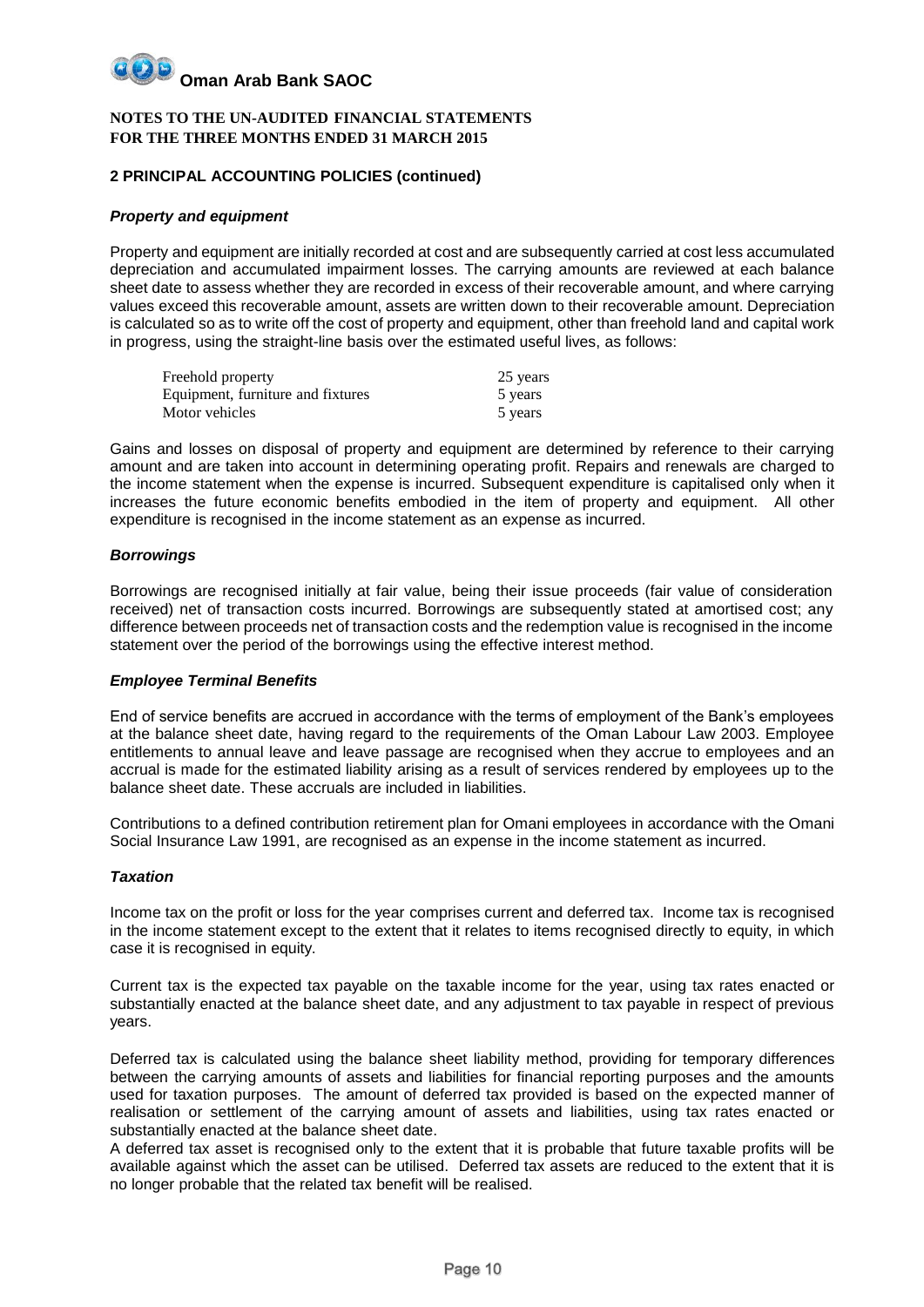## 2 PRINCIPAL ACCOUNTING POLICIES (continued)

### *Property and equipment*

Property and equipment are initially recorded at cost and are subsequently carried at cost less accumulated depreciation and accumulated impairment losses. The carrying amounts are reviewed at each balance sheet date to assess whether they are recorded in excess of their recoverable amount, and where carrying values exceed this recoverable amount, assets are written down to their recoverable amount. Depreciation is calculated so as to write off the cost of property and equipment, other than freehold land and capital work in progress, using the straight-line basis over the estimated useful lives, as follows:

| | |
|---|---|
| Freehold property | 25 years |
| Equipment, furniture and fixtures | 5 years |
| Motor vehicles | 5 years |

Gains and losses on disposal of property and equipment are determined by reference to their carrying amount and are taken into account in determining operating profit. Repairs and renewals are charged to the income statement when the expense is incurred. Subsequent expenditure is capitalised only when it increases the future economic benefits embodied in the item of property and equipment. All other expenditure is recognised in the income statement as an expense as incurred.

### *Borrowings*

Borrowings are recognised initially at fair value, being their issue proceeds (fair value of consideration received) net of transaction costs incurred. Borrowings are subsequently stated at amortised cost; any difference between proceeds net of transaction costs and the redemption value is recognised in the income statement over the period of the borrowings using the effective interest method.

### *Employee Terminal Benefits*

End of service benefits are accrued in accordance with the terms of employment of the Bank's employees at the balance sheet date, having regard to the requirements of the Oman Labour Law 2003. Employee entitlements to annual leave and leave passage are recognised when they accrue to employees and an accrual is made for the estimated liability arising as a result of services rendered by employees up to the balance sheet date. These accruals are included in liabilities.

Contributions to a defined contribution retirement plan for Omani employees in accordance with the Omani Social Insurance Law 1991, are recognised as an expense in the income statement as incurred.

### *Taxation*

Income tax on the profit or loss for the year comprises current and deferred tax. Income tax is recognised in the income statement except to the extent that it relates to items recognised directly to equity, in which case it is recognised in equity.

Current tax is the expected tax payable on the taxable income for the year, using tax rates enacted or substantially enacted at the balance sheet date, and any adjustment to tax payable in respect of previous years.

Deferred tax is calculated using the balance sheet liability method, providing for temporary differences between the carrying amounts of assets and liabilities for financial reporting purposes and the amounts used for taxation purposes. The amount of deferred tax provided is based on the expected manner of realisation or settlement of the carrying amount of assets and liabilities, using tax rates enacted or substantially enacted at the balance sheet date.

A deferred tax asset is recognised only to the extent that it is probable that future taxable profits will be available against which the asset can be utilised. Deferred tax assets are reduced to the extent that it is no longer probable that the related tax benefit will be realised.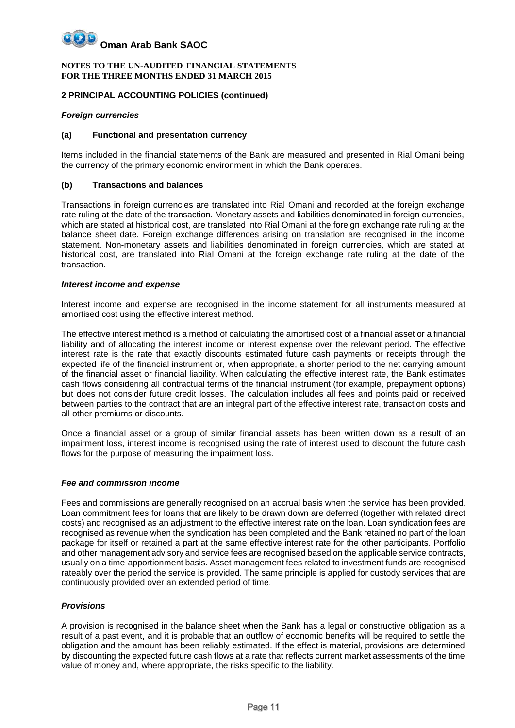**Oman Arab Bank SAOC**

**NOTES TO THE UN-AUDITED FINANCIAL STATEMENTS**
**FOR THE THREE MONTHS ENDED 31 MARCH 2015**

## 2 PRINCIPAL ACCOUNTING POLICIES (continued)

### *Foreign currencies*

**(a) Functional and presentation currency**

Items included in the financial statements of the Bank are measured and presented in Rial Omani being the currency of the primary economic environment in which the Bank operates.

**(b) Transactions and balances**

Transactions in foreign currencies are translated into Rial Omani and recorded at the foreign exchange rate ruling at the date of the transaction. Monetary assets and liabilities denominated in foreign currencies, which are stated at historical cost, are translated into Rial Omani at the foreign exchange rate ruling at the balance sheet date. Foreign exchange differences arising on translation are recognised in the income statement. Non-monetary assets and liabilities denominated in foreign currencies, which are stated at historical cost, are translated into Rial Omani at the foreign exchange rate ruling at the date of the transaction.

### *Interest income and expense*

Interest income and expense are recognised in the income statement for all instruments measured at amortised cost using the effective interest method.

The effective interest method is a method of calculating the amortised cost of a financial asset or a financial liability and of allocating the interest income or interest expense over the relevant period. The effective interest rate is the rate that exactly discounts estimated future cash payments or receipts through the expected life of the financial instrument or, when appropriate, a shorter period to the net carrying amount of the financial asset or financial liability. When calculating the effective interest rate, the Bank estimates cash flows considering all contractual terms of the financial instrument (for example, prepayment options) but does not consider future credit losses. The calculation includes all fees and points paid or received between parties to the contract that are an integral part of the effective interest rate, transaction costs and all other premiums or discounts.

Once a financial asset or a group of similar financial assets has been written down as a result of an impairment loss, interest income is recognised using the rate of interest used to discount the future cash flows for the purpose of measuring the impairment loss.

### *Fee and commission income*

Fees and commissions are generally recognised on an accrual basis when the service has been provided. Loan commitment fees for loans that are likely to be drawn down are deferred (together with related direct costs) and recognised as an adjustment to the effective interest rate on the loan. Loan syndication fees are recognised as revenue when the syndication has been completed and the Bank retained no part of the loan package for itself or retained a part at the same effective interest rate for the other participants. Portfolio and other management advisory and service fees are recognised based on the applicable service contracts, usually on a time-apportionment basis. Asset management fees related to investment funds are recognised rateably over the period the service is provided. The same principle is applied for custody services that are continuously provided over an extended period of time.

### *Provisions*

A provision is recognised in the balance sheet when the Bank has a legal or constructive obligation as a result of a past event, and it is probable that an outflow of economic benefits will be required to settle the obligation and the amount has been reliably estimated. If the effect is material, provisions are determined by discounting the expected future cash flows at a rate that reflects current market assessments of the time value of money and, where appropriate, the risks specific to the liability.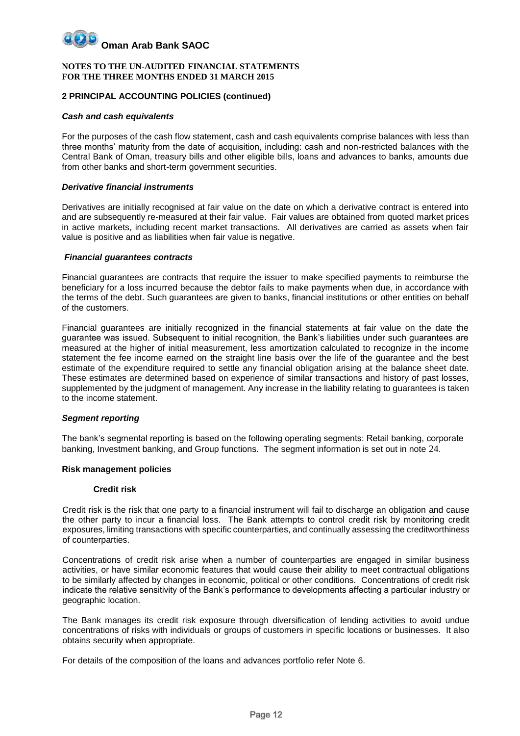**NOTES TO THE UN-AUDITED FINANCIAL STATEMENTS**
**FOR THE THREE MONTHS ENDED 31 MARCH 2015**

## 2 PRINCIPAL ACCOUNTING POLICIES (continued)

### *Cash and cash equivalents*

For the purposes of the cash flow statement, cash and cash equivalents comprise balances with less than three months' maturity from the date of acquisition, including: cash and non-restricted balances with the Central Bank of Oman, treasury bills and other eligible bills, loans and advances to banks, amounts due from other banks and short-term government securities.

### *Derivative financial instruments*

Derivatives are initially recognised at fair value on the date on which a derivative contract is entered into and are subsequently re-measured at their fair value. Fair values are obtained from quoted market prices in active markets, including recent market transactions. All derivatives are carried as assets when fair value is positive and as liabilities when fair value is negative.

### *Financial guarantees contracts*

Financial guarantees are contracts that require the issuer to make specified payments to reimburse the beneficiary for a loss incurred because the debtor fails to make payments when due, in accordance with the terms of the debt. Such guarantees are given to banks, financial institutions or other entities on behalf of the customers.

Financial guarantees are initially recognized in the financial statements at fair value on the date the guarantee was issued. Subsequent to initial recognition, the Bank's liabilities under such guarantees are measured at the higher of initial measurement, less amortization calculated to recognize in the income statement the fee income earned on the straight line basis over the life of the guarantee and the best estimate of the expenditure required to settle any financial obligation arising at the balance sheet date. These estimates are determined based on experience of similar transactions and history of past losses, supplemented by the judgment of management. Any increase in the liability relating to guarantees is taken to the income statement.

### *Segment reporting*

The bank's segmental reporting is based on the following operating segments: Retail banking, corporate banking, Investment banking, and Group functions. The segment information is set out in note 24.

### Risk management policies

#### Credit risk

Credit risk is the risk that one party to a financial instrument will fail to discharge an obligation and cause the other party to incur a financial loss. The Bank attempts to control credit risk by monitoring credit exposures, limiting transactions with specific counterparties, and continually assessing the creditworthiness of counterparties.

Concentrations of credit risk arise when a number of counterparties are engaged in similar business activities, or have similar economic features that would cause their ability to meet contractual obligations to be similarly affected by changes in economic, political or other conditions. Concentrations of credit risk indicate the relative sensitivity of the Bank's performance to developments affecting a particular industry or geographic location.

The Bank manages its credit risk exposure through diversification of lending activities to avoid undue concentrations of risks with individuals or groups of customers in specific locations or businesses. It also obtains security when appropriate.

For details of the composition of the loans and advances portfolio refer Note 6.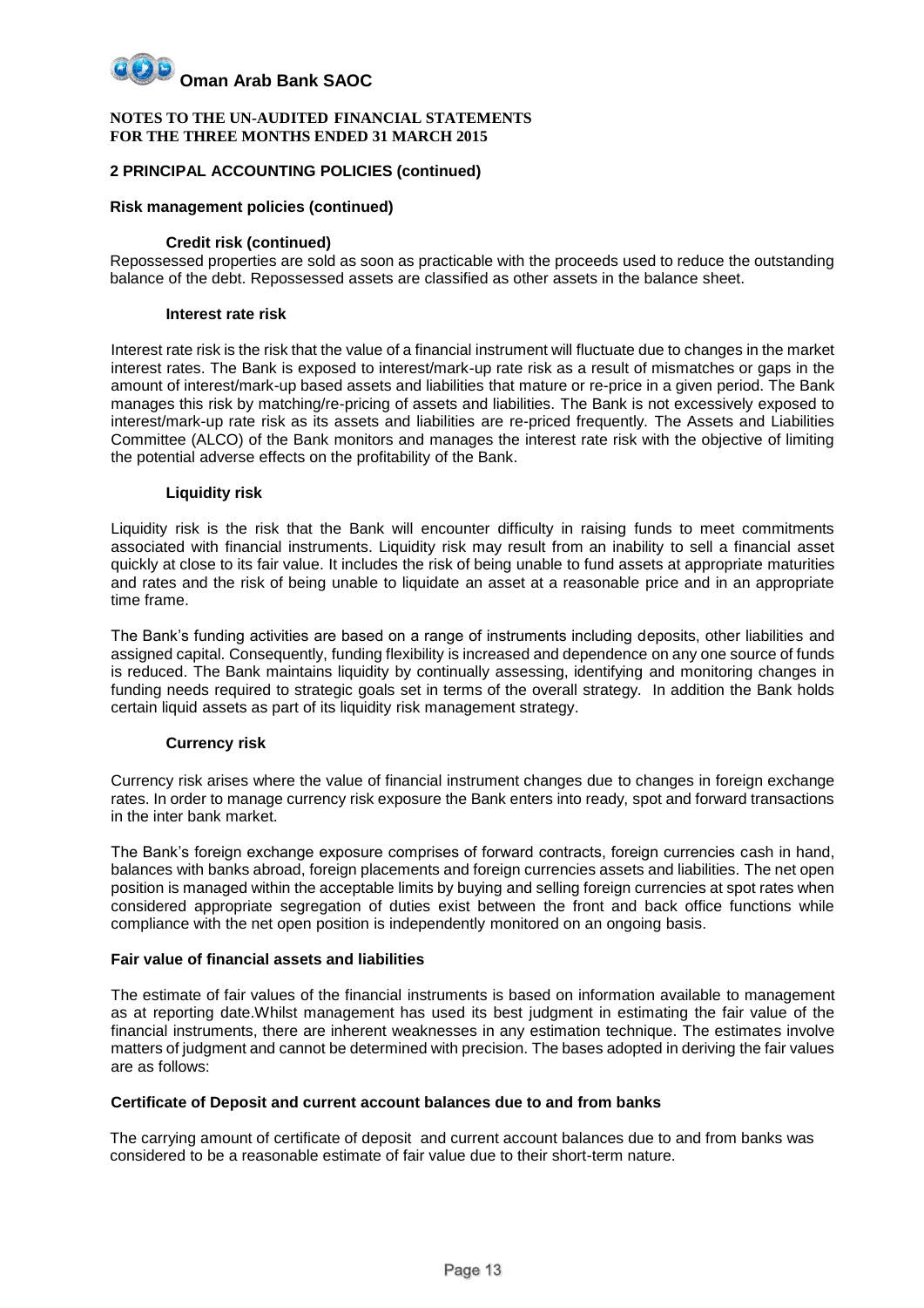**NOTES TO THE UN-AUDITED FINANCIAL STATEMENTS**
**FOR THE THREE MONTHS ENDED 31 MARCH 2015**

## 2 PRINCIPAL ACCOUNTING POLICIES (continued)

### Risk management policies (continued)

#### Credit risk (continued)

Repossessed properties are sold as soon as practicable with the proceeds used to reduce the outstanding balance of the debt. Repossessed assets are classified as other assets in the balance sheet.

#### Interest rate risk

Interest rate risk is the risk that the value of a financial instrument will fluctuate due to changes in the market interest rates. The Bank is exposed to interest/mark-up rate risk as a result of mismatches or gaps in the amount of interest/mark-up based assets and liabilities that mature or re-price in a given period. The Bank manages this risk by matching/re-pricing of assets and liabilities. The Bank is not excessively exposed to interest/mark-up rate risk as its assets and liabilities are re-priced frequently. The Assets and Liabilities Committee (ALCO) of the Bank monitors and manages the interest rate risk with the objective of limiting the potential adverse effects on the profitability of the Bank.

#### Liquidity risk

Liquidity risk is the risk that the Bank will encounter difficulty in raising funds to meet commitments associated with financial instruments. Liquidity risk may result from an inability to sell a financial asset quickly at close to its fair value. It includes the risk of being unable to fund assets at appropriate maturities and rates and the risk of being unable to liquidate an asset at a reasonable price and in an appropriate time frame.

The Bank's funding activities are based on a range of instruments including deposits, other liabilities and assigned capital. Consequently, funding flexibility is increased and dependence on any one source of funds is reduced. The Bank maintains liquidity by continually assessing, identifying and monitoring changes in funding needs required to strategic goals set in terms of the overall strategy. In addition the Bank holds certain liquid assets as part of its liquidity risk management strategy.

#### Currency risk

Currency risk arises where the value of financial instrument changes due to changes in foreign exchange rates. In order to manage currency risk exposure the Bank enters into ready, spot and forward transactions in the inter bank market.

The Bank's foreign exchange exposure comprises of forward contracts, foreign currencies cash in hand, balances with banks abroad, foreign placements and foreign currencies assets and liabilities. The net open position is managed within the acceptable limits by buying and selling foreign currencies at spot rates when considered appropriate segregation of duties exist between the front and back office functions while compliance with the net open position is independently monitored on an ongoing basis.

### Fair value of financial assets and liabilities

The estimate of fair values of the financial instruments is based on information available to management as at reporting date.Whilst management has used its best judgment in estimating the fair value of the financial instruments, there are inherent weaknesses in any estimation technique. The estimates involve matters of judgment and cannot be determined with precision. The bases adopted in deriving the fair values are as follows:

### Certificate of Deposit and current account balances due to and from banks

The carrying amount of certificate of deposit and current account balances due to and from banks was considered to be a reasonable estimate of fair value due to their short-term nature.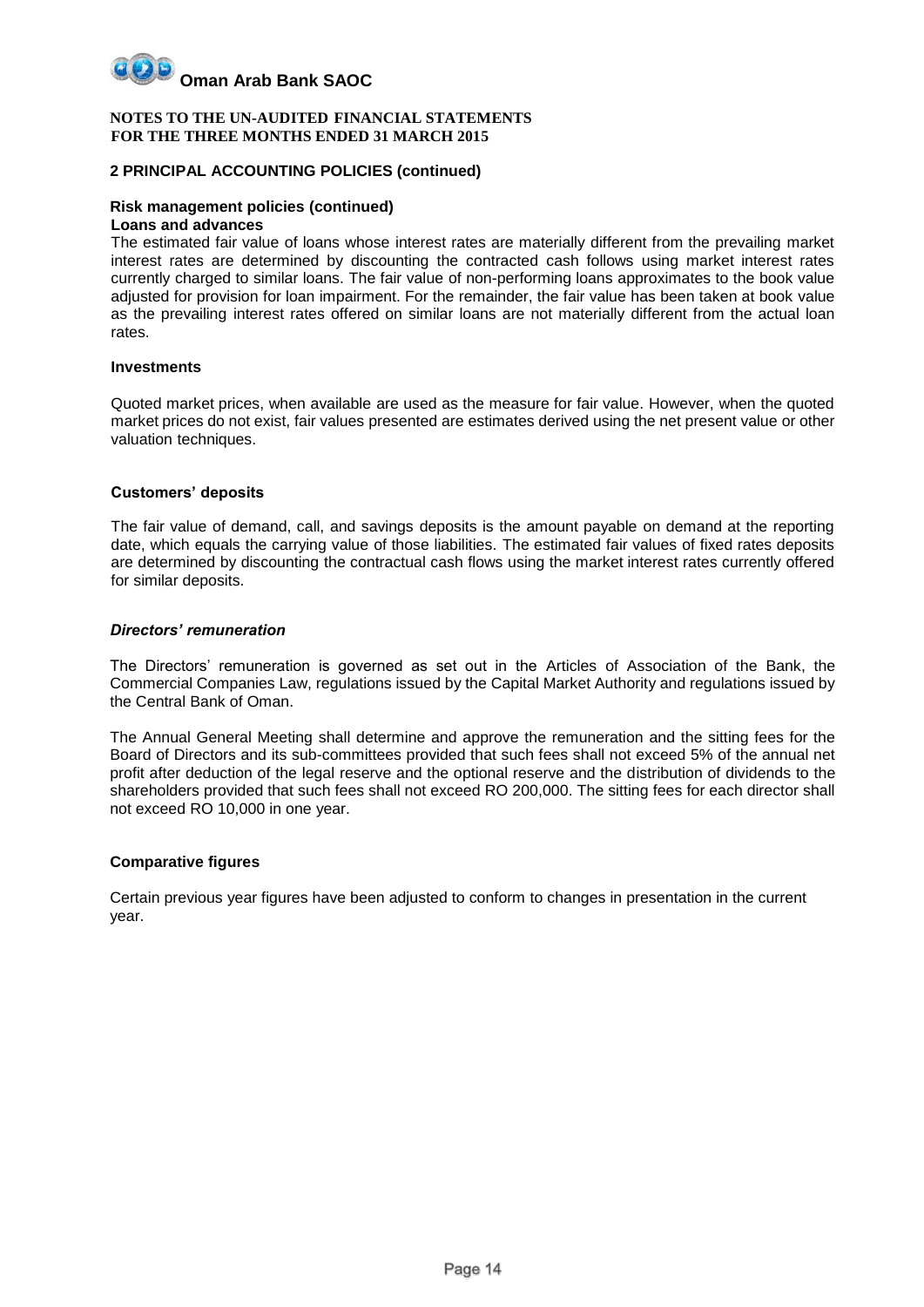## 2 PRINCIPAL ACCOUNTING POLICIES (continued)

### Risk management policies (continued)

**Loans and advances**

The estimated fair value of loans whose interest rates are materially different from the prevailing market interest rates are determined by discounting the contracted cash follows using market interest rates currently charged to similar loans. The fair value of non-performing loans approximates to the book value adjusted for provision for loan impairment. For the remainder, the fair value has been taken at book value as the prevailing interest rates offered on similar loans are not materially different from the actual loan rates.

**Investments**

Quoted market prices, when available are used as the measure for fair value. However, when the quoted market prices do not exist, fair values presented are estimates derived using the net present value or other valuation techniques.

**Customers' deposits**

The fair value of demand, call, and savings deposits is the amount payable on demand at the reporting date, which equals the carrying value of those liabilities. The estimated fair values of fixed rates deposits are determined by discounting the contractual cash flows using the market interest rates currently offered for similar deposits.

***Directors' remuneration***

The Directors' remuneration is governed as set out in the Articles of Association of the Bank, the Commercial Companies Law, regulations issued by the Capital Market Authority and regulations issued by the Central Bank of Oman.

The Annual General Meeting shall determine and approve the remuneration and the sitting fees for the Board of Directors and its sub-committees provided that such fees shall not exceed 5% of the annual net profit after deduction of the legal reserve and the optional reserve and the distribution of dividends to the shareholders provided that such fees shall not exceed RO 200,000. The sitting fees for each director shall not exceed RO 10,000 in one year.

**Comparative figures**

Certain previous year figures have been adjusted to conform to changes in presentation in the current year.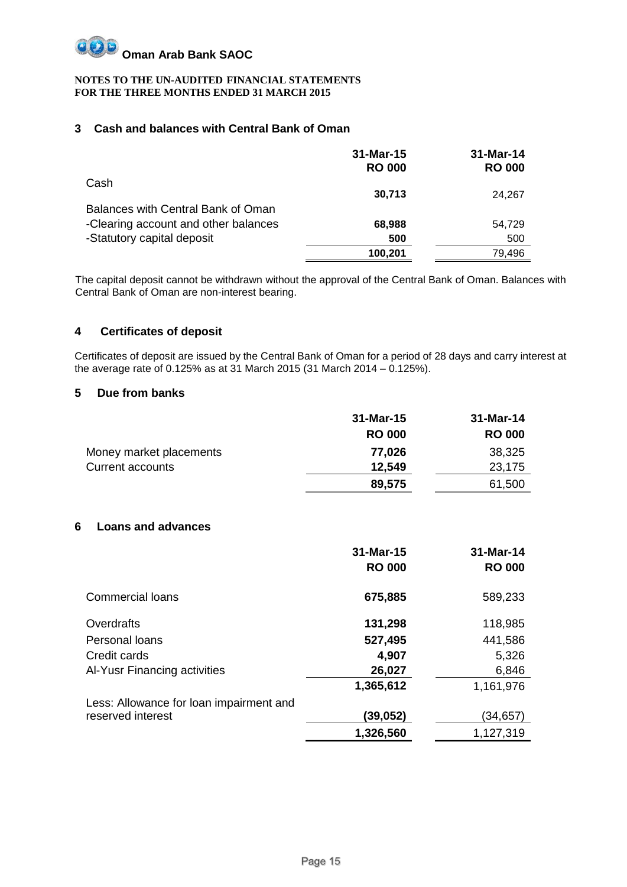Oman Arab Bank SAOC

**NOTES TO THE UN-AUDITED FINANCIAL STATEMENTS**
**FOR THE THREE MONTHS ENDED 31 MARCH 2015**

## 3 Cash and balances with Central Bank of Oman

| | 31-Mar-15 RO 000 | 31-Mar-14 RO 000 |
|---|---|---|
| Cash | **30,713** | 24,267 |
| Balances with Central Bank of Oman | | |
| -Clearing account and other balances | **68,988** | 54,729 |
| -Statutory capital deposit | **500** | 500 |
| | **100,201** | 79,496 |

The capital deposit cannot be withdrawn without the approval of the Central Bank of Oman. Balances with Central Bank of Oman are non-interest bearing.

## 4 Certificates of deposit

Certificates of deposit are issued by the Central Bank of Oman for a period of 28 days and carry interest at the average rate of 0.125% as at 31 March 2015 (31 March 2014 – 0.125%).

## 5 Due from banks

| | 31-Mar-15 RO 000 | 31-Mar-14 RO 000 |
|---|---|---|
| Money market placements | **77,026** | 38,325 |
| Current accounts | **12,549** | 23,175 |
| | **89,575** | 61,500 |

## 6 Loans and advances

| | 31-Mar-15 RO 000 | 31-Mar-14 RO 000 |
|---|---|---|
| Commercial loans | **675,885** | 589,233 |
| Overdrafts | **131,298** | 118,985 |
| Personal loans | **527,495** | 441,586 |
| Credit cards | **4,907** | 5,326 |
| Al-Yusr Financing activities | **26,027** | 6,846 |
| | **1,365,612** | 1,161,976 |
| Less: Allowance for loan impairment and reserved interest | **(39,052)** | (34,657) |
| | **1,326,560** | 1,127,319 |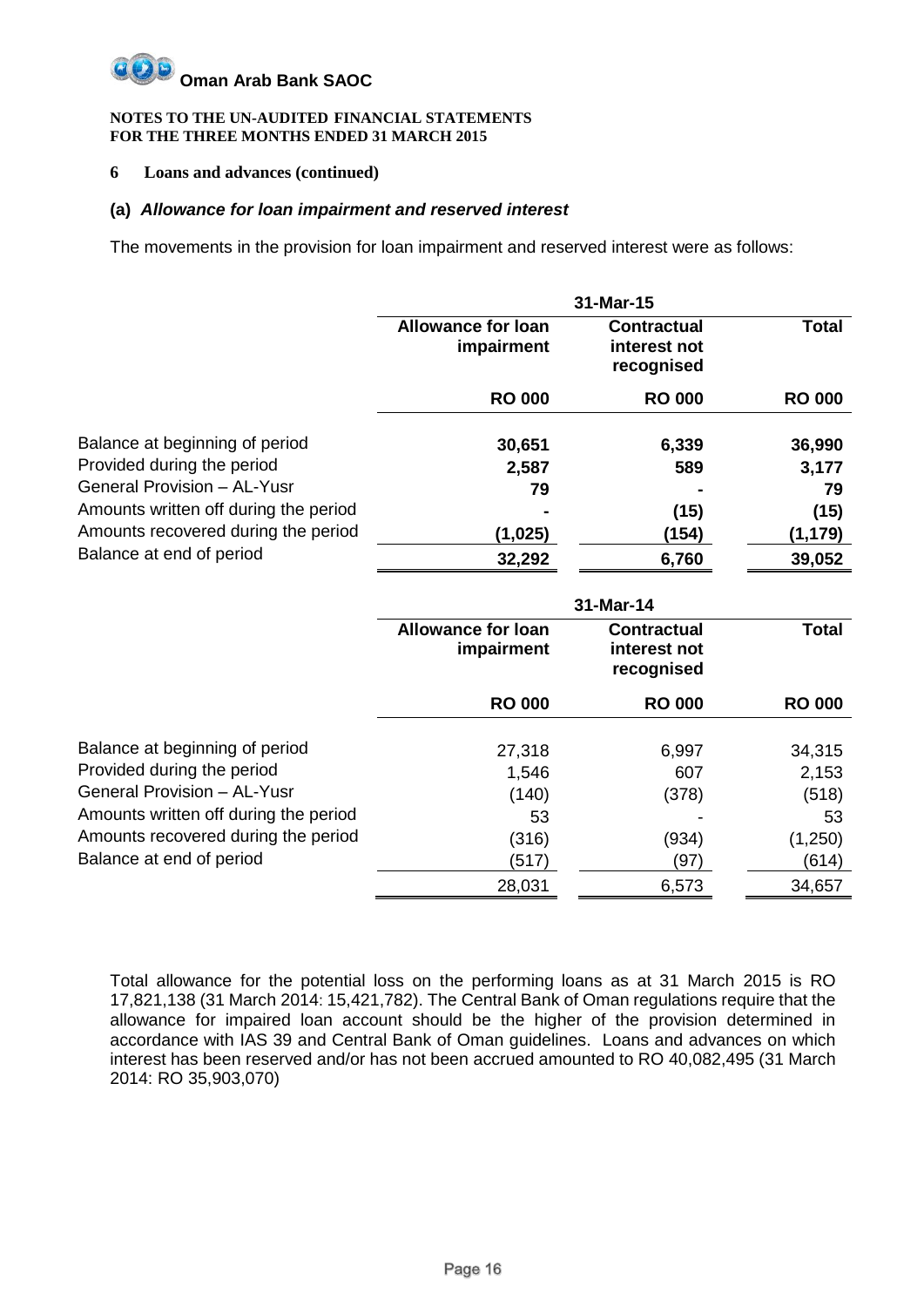**Oman Arab Bank SAOC**

**NOTES TO THE UN-AUDITED FINANCIAL STATEMENTS**
**FOR THE THREE MONTHS ENDED 31 MARCH 2015**

**6 Loans and advances (continued)**

### (a) *Allowance for loan impairment and reserved interest*

The movements in the provision for loan impairment and reserved interest were as follows:

| | 31-Mar-15 | | |
|---|---|---|---|
| | **Allowance for loan impairment** | **Contractual interest not recognised** | **Total** |
| | **RO 000** | **RO 000** | **RO 000** |
| Balance at beginning of period | **30,651** | **6,339** | **36,990** |
| Provided during the period | **2,587** | **589** | **3,177** |
| General Provision – AL-Yusr | **79** | **-** | **79** |
| Amounts written off during the period | **-** | **(15)** | **(15)** |
| Amounts recovered during the period | **(1,025)** | **(154)** | **(1,179)** |
| Balance at end of period | **32,292** | **6,760** | **39,052** |

| | 31-Mar-14 | | |
|---|---|---|---|
| | **Allowance for loan impairment** | **Contractual interest not recognised** | **Total** |
| | **RO 000** | **RO 000** | **RO 000** |
| Balance at beginning of period | 27,318 | 6,997 | 34,315 |
| Provided during the period | 1,546 | 607 | 2,153 |
| General Provision – AL-Yusr | (140) | (378) | (518) |
| Amounts written off during the period | 53 | - | 53 |
| Amounts recovered during the period | (316) | (934) | (1,250) |
| Balance at end of period | (517) | (97) | (614) |
| | 28,031 | 6,573 | 34,657 |

Total allowance for the potential loss on the performing loans as at 31 March 2015 is RO 17,821,138 (31 March 2014: 15,421,782). The Central Bank of Oman regulations require that the allowance for impaired loan account should be the higher of the provision determined in accordance with IAS 39 and Central Bank of Oman guidelines. Loans and advances on which interest has been reserved and/or has not been accrued amounted to RO 40,082,495 (31 March 2014: RO 35,903,070)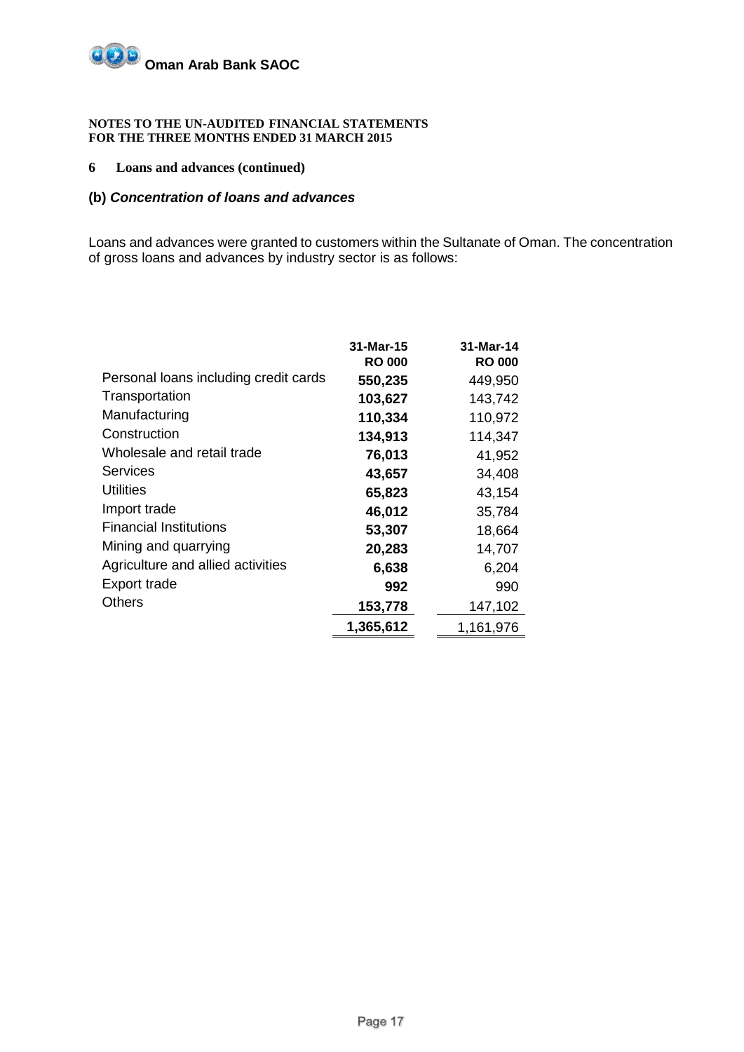**Oman Arab Bank SAOC**

**NOTES TO THE UN-AUDITED FINANCIAL STATEMENTS**
**FOR THE THREE MONTHS ENDED 31 MARCH 2015**

**6 Loans and advances (continued)**

### (b) *Concentration of loans and advances*

Loans and advances were granted to customers within the Sultanate of Oman. The concentration of gross loans and advances by industry sector is as follows:

| | 31-Mar-15 RO 000 | 31-Mar-14 RO 000 |
|---|---|---|
| Personal loans including credit cards | **550,235** | 449,950 |
| Transportation | **103,627** | 143,742 |
| Manufacturing | **110,334** | 110,972 |
| Construction | **134,913** | 114,347 |
| Wholesale and retail trade | **76,013** | 41,952 |
| Services | **43,657** | 34,408 |
| Utilities | **65,823** | 43,154 |
| Import trade | **46,012** | 35,784 |
| Financial Institutions | **53,307** | 18,664 |
| Mining and quarrying | **20,283** | 14,707 |
| Agriculture and allied activities | **6,638** | 6,204 |
| Export trade | **992** | 990 |
| Others | **153,778** | 147,102 |
| | **1,365,612** | 1,161,976 |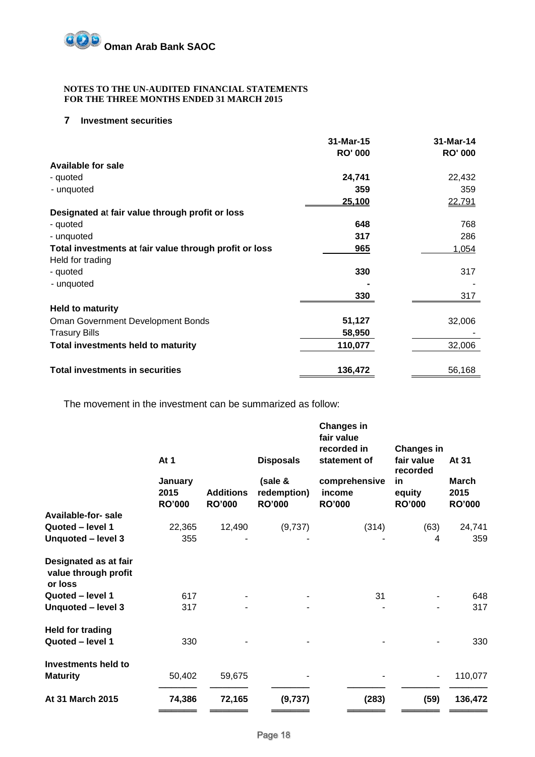**Oman Arab Bank SAOC**

**NOTES TO THE UN-AUDITED FINANCIAL STATEMENTS**
**FOR THE THREE MONTHS ENDED 31 MARCH 2015**

## 7 Investment securities

| | 31-Mar-15 RO' 000 | 31-Mar-14 RO' 000 |
|---|---|---|
| **Available for sale** | | |
| - quoted | **24,741** | 22,432 |
| - unquoted | **359** | 359 |
| | **25,100** | 22,791 |
| **Designated at fair value through profit or loss** | | |
| - quoted | **648** | 768 |
| - unquoted | **317** | 286 |
| **Total investments at fair value through profit or loss** | **965** | 1,054 |
| Held for trading | | |
| - quoted | **330** | 317 |
| - unquoted | **-** | - |
| | **330** | 317 |
| **Held to maturity** | | |
| Oman Government Development Bonds | **51,127** | 32,006 |
| Trasury Bills | **58,950** | - |
| **Total investments held to maturity** | **110,077** | 32,006 |
| **Total investments in securities** | **136,472** | 56,168 |

The movement in the investment can be summarized as follow:

| | At 1 January 2015 RO'000 | Additions RO'000 | Disposals (sale & redemption) RO'000 | Changes in fair value recorded in statement of comprehensive income RO'000 | Changes in fair value recorded in equity RO'000 | At 31 March 2015 RO'000 |
|---|---|---|---|---|---|---|
| **Available-for- sale** | | | | | | |
| **Quoted – level 1** | 22,365 | 12,490 | (9,737) | (314) | (63) | 24,741 |
| **Unquoted – level 3** | 355 | - | - | - | 4 | 359 |
| **Designated as at fair value through profit or loss** | | | | | | |
| **Quoted – level 1** | 617 | - | - | 31 | - | 648 |
| **Unquoted – level 3** | 317 | - | - | - | - | 317 |
| **Held for trading** | | | | | | |
| **Quoted – level 1** | 330 | - | - | - | - | 330 |
| **Investments held to Maturity** | 50,402 | 59,675 | - | - | - | 110,077 |
| **At 31 March 2015** | **74,386** | **72,165** | **(9,737)** | **(283)** | **(59)** | **136,472** |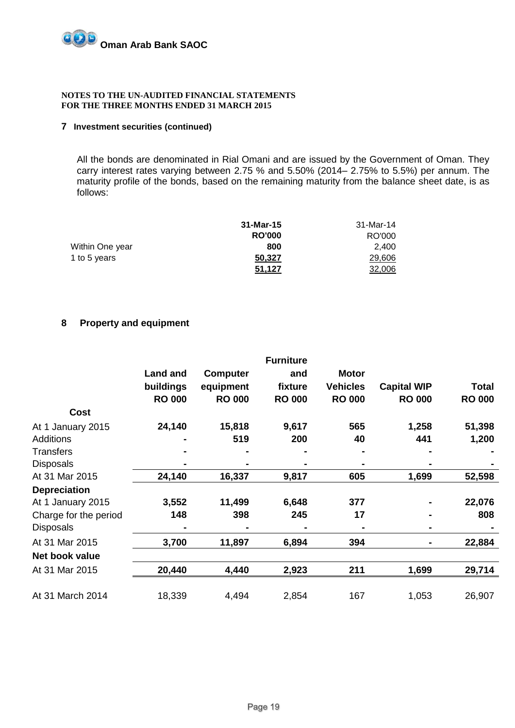**NOTES TO THE UN-AUDITED FINANCIAL STATEMENTS**
**FOR THE THREE MONTHS ENDED 31 MARCH 2015**

## 7 Investment securities (continued)

All the bonds are denominated in Rial Omani and are issued by the Government of Oman. They carry interest rates varying between 2.75 % and 5.50% (2014– 2.75% to 5.5%) per annum. The maturity profile of the bonds, based on the remaining maturity from the balance sheet date, is as follows:

| | 31-Mar-15 | 31-Mar-14 |
|---|---|---|
| | RO'000 | RO'000 |
| Within One year | 800 | 2,400 |
| 1 to 5 years | 50,327 | 29,606 |
| | 51,127 | 32,006 |

## 8 Property and equipment

| | Land and buildings RO 000 | Computer equipment RO 000 | Furniture and fixture RO 000 | Motor Vehicles RO 000 | Capital WIP RO 000 | Total RO 000 |
|---|---|---|---|---|---|---|
| **Cost** | | | | | | |
| At 1 January 2015 | 24,140 | 15,818 | 9,617 | 565 | 1,258 | 51,398 |
| Additions | - | 519 | 200 | 40 | 441 | 1,200 |
| Transfers | - | - | - | - | - | - |
| Disposals | - | - | - | - | - | - |
| At 31 Mar 2015 | 24,140 | 16,337 | 9,817 | 605 | 1,699 | 52,598 |
| **Depreciation** | | | | | | |
| At 1 January 2015 | 3,552 | 11,499 | 6,648 | 377 | - | 22,076 |
| Charge for the period | 148 | 398 | 245 | 17 | - | 808 |
| Disposals | - | - | - | - | - | - |
| At 31 Mar 2015 | 3,700 | 11,897 | 6,894 | 394 | - | 22,884 |
| **Net book value** | | | | | | |
| At 31 Mar 2015 | 20,440 | 4,440 | 2,923 | 211 | 1,699 | 29,714 |
| At 31 March 2014 | 18,339 | 4,494 | 2,854 | 167 | 1,053 | 26,907 |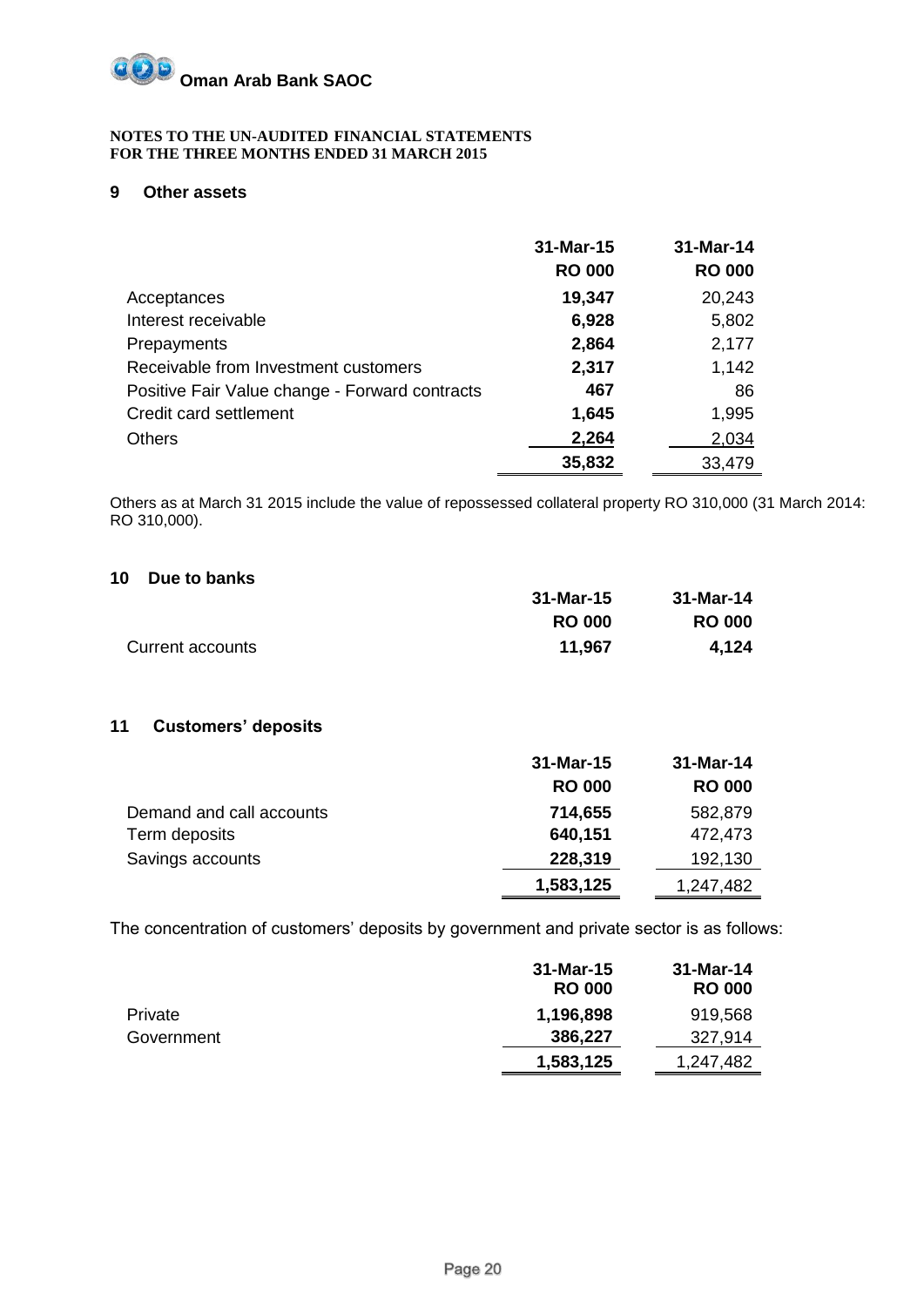**Oman Arab Bank SAOC**

**NOTES TO THE UN-AUDITED FINANCIAL STATEMENTS**
**FOR THE THREE MONTHS ENDED 31 MARCH 2015**

## 9 Other assets

| | 31-Mar-15 | 31-Mar-14 |
|---|---|---|
| | RO 000 | RO 000 |
| Acceptances | 19,347 | 20,243 |
| Interest receivable | 6,928 | 5,802 |
| Prepayments | 2,864 | 2,177 |
| Receivable from Investment customers | 2,317 | 1,142 |
| Positive Fair Value change - Forward contracts | 467 | 86 |
| Credit card settlement | 1,645 | 1,995 |
| Others | 2,264 | 2,034 |
| | 35,832 | 33,479 |

Others as at March 31 2015 include the value of repossessed collateral property RO 310,000 (31 March 2014: RO 310,000).

## 10 Due to banks

| | 31-Mar-15 | 31-Mar-14 |
|---|---|---|
| | RO 000 | RO 000 |
| Current accounts | 11,967 | 4,124 |

## 11 Customers' deposits

| | 31-Mar-15 | 31-Mar-14 |
|---|---|---|
| | RO 000 | RO 000 |
| Demand and call accounts | 714,655 | 582,879 |
| Term deposits | 640,151 | 472,473 |
| Savings accounts | 228,319 | 192,130 |
| | 1,583,125 | 1,247,482 |

The concentration of customers' deposits by government and private sector is as follows:

| | 31-Mar-15 | 31-Mar-14 |
|---|---|---|
| | RO 000 | RO 000 |
| Private | 1,196,898 | 919,568 |
| Government | 386,227 | 327,914 |
| | 1,583,125 | 1,247,482 |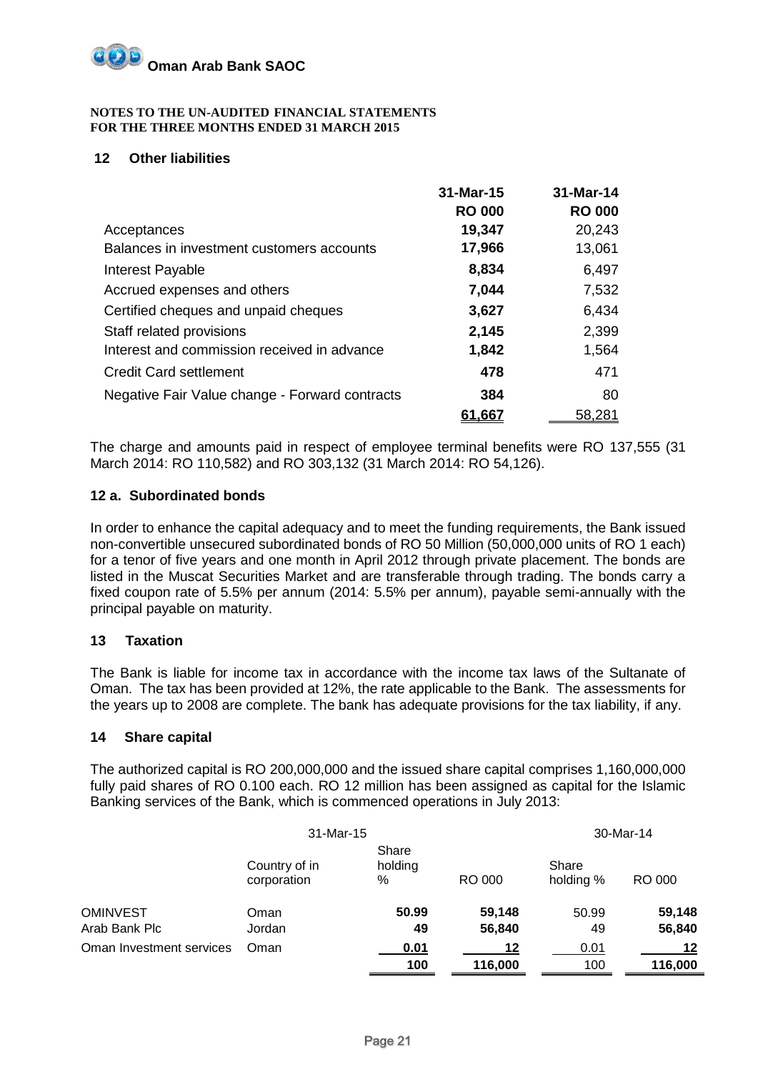**Oman Arab Bank SAOC**

**NOTES TO THE UN-AUDITED FINANCIAL STATEMENTS**
**FOR THE THREE MONTHS ENDED 31 MARCH 2015**

## 12 Other liabilities

| | 31-Mar-15 | 31-Mar-14 |
|---|---|---|
| | RO 000 | RO 000 |
| Acceptances | **19,347** | 20,243 |
| Balances in investment customers accounts | **17,966** | 13,061 |
| Interest Payable | **8,834** | 6,497 |
| Accrued expenses and others | **7,044** | 7,532 |
| Certified cheques and unpaid cheques | **3,627** | 6,434 |
| Staff related provisions | **2,145** | 2,399 |
| Interest and commission received in advance | **1,842** | 1,564 |
| Credit Card settlement | **478** | 471 |
| Negative Fair Value change - Forward contracts | **384** | 80 |
| | **61,667** | 58,281 |

The charge and amounts paid in respect of employee terminal benefits were RO 137,555 (31 March 2014: RO 110,582) and RO 303,132 (31 March 2014: RO 54,126).

### 12 a. Subordinated bonds

In order to enhance the capital adequacy and to meet the funding requirements, the Bank issued non-convertible unsecured subordinated bonds of RO 50 Million (50,000,000 units of RO 1 each) for a tenor of five years and one month in April 2012 through private placement. The bonds are listed in the Muscat Securities Market and are transferable through trading. The bonds carry a fixed coupon rate of 5.5% per annum (2014: 5.5% per annum), payable semi-annually with the principal payable on maturity.

## 13 Taxation

The Bank is liable for income tax in accordance with the income tax laws of the Sultanate of Oman. The tax has been provided at 12%, the rate applicable to the Bank. The assessments for the years up to 2008 are complete. The bank has adequate provisions for the tax liability, if any.

## 14 Share capital

The authorized capital is RO 200,000,000 and the issued share capital comprises 1,160,000,000 fully paid shares of RO 0.100 each. RO 12 million has been assigned as capital for the Islamic Banking services of the Bank, which is commenced operations in July 2013:

| | 31-Mar-15 | | | 30-Mar-14 | |
|---|---|---|---|---|---|
| | Country of in corporation | Share holding % | RO 000 | Share holding % | RO 000 |
| OMINVEST | Oman | **50.99** | **59,148** | 50.99 | **59,148** |
| Arab Bank Plc | Jordan | **49** | **56,840** | 49 | **56,840** |
| Oman Investment services | Oman | **0.01** | **12** | 0.01 | **12** |
| | | **100** | **116,000** | 100 | **116,000** |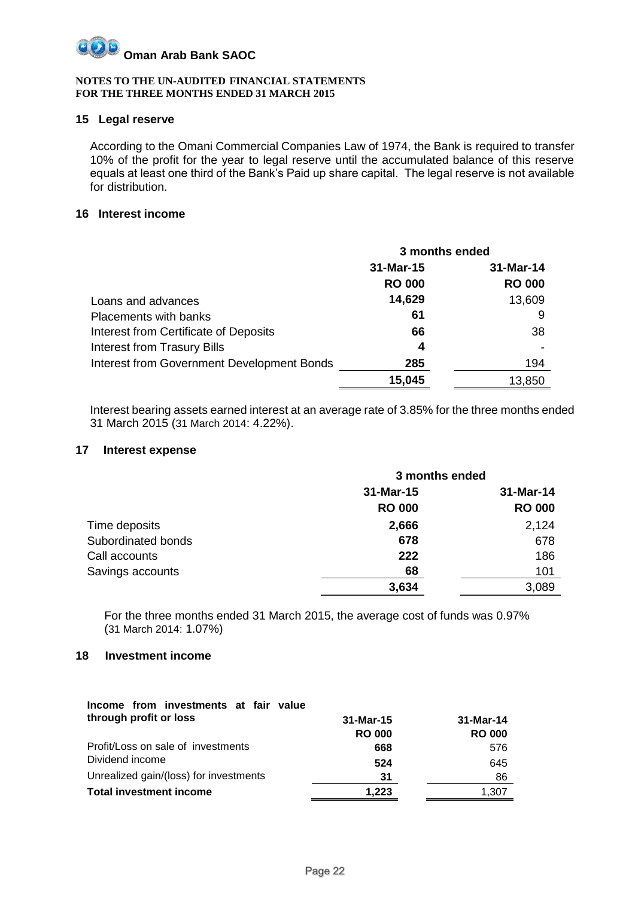**Oman Arab Bank SAOC**

**NOTES TO THE UN-AUDITED FINANCIAL STATEMENTS**
**FOR THE THREE MONTHS ENDED 31 MARCH 2015**

## 15 Legal reserve

According to the Omani Commercial Companies Law of 1974, the Bank is required to transfer 10% of the profit for the year to legal reserve until the accumulated balance of this reserve equals at least one third of the Bank's Paid up share capital. The legal reserve is not available for distribution.

## 16 Interest income

| | 3 months ended | |
|---|---|---|
| | **31-Mar-15** | **31-Mar-14** |
| | **RO 000** | **RO 000** |
| Loans and advances | **14,629** | 13,609 |
| Placements with banks | **61** | 9 |
| Interest from Certificate of Deposits | **66** | 38 |
| Interest from Trasury Bills | **4** | - |
| Interest from Government Development Bonds | **285** | 194 |
| | **15,045** | 13,850 |

Interest bearing assets earned interest at an average rate of 3.85% for the three months ended 31 March 2015 (31 March 2014: 4.22%).

## 17 Interest expense

| | 3 months ended | |
|---|---|---|
| | **31-Mar-15** | **31-Mar-14** |
| | **RO 000** | **RO 000** |
| Time deposits | **2,666** | 2,124 |
| Subordinated bonds | **678** | 678 |
| Call accounts | **222** | 186 |
| Savings accounts | **68** | 101 |
| | **3,634** | 3,089 |

For the three months ended 31 March 2015, the average cost of funds was 0.97% (31 March 2014: 1.07%)

## 18 Investment income

| **Income from investments at fair value through profit or loss** | **31-Mar-15** | **31-Mar-14** |
|---|---|---|
| | **RO 000** | **RO 000** |
| Profit/Loss on sale of investments | **668** | 576 |
| Dividend income | **524** | 645 |
| Unrealized gain/(loss) for investments | **31** | 86 |
| **Total investment income** | **1,223** | 1,307 |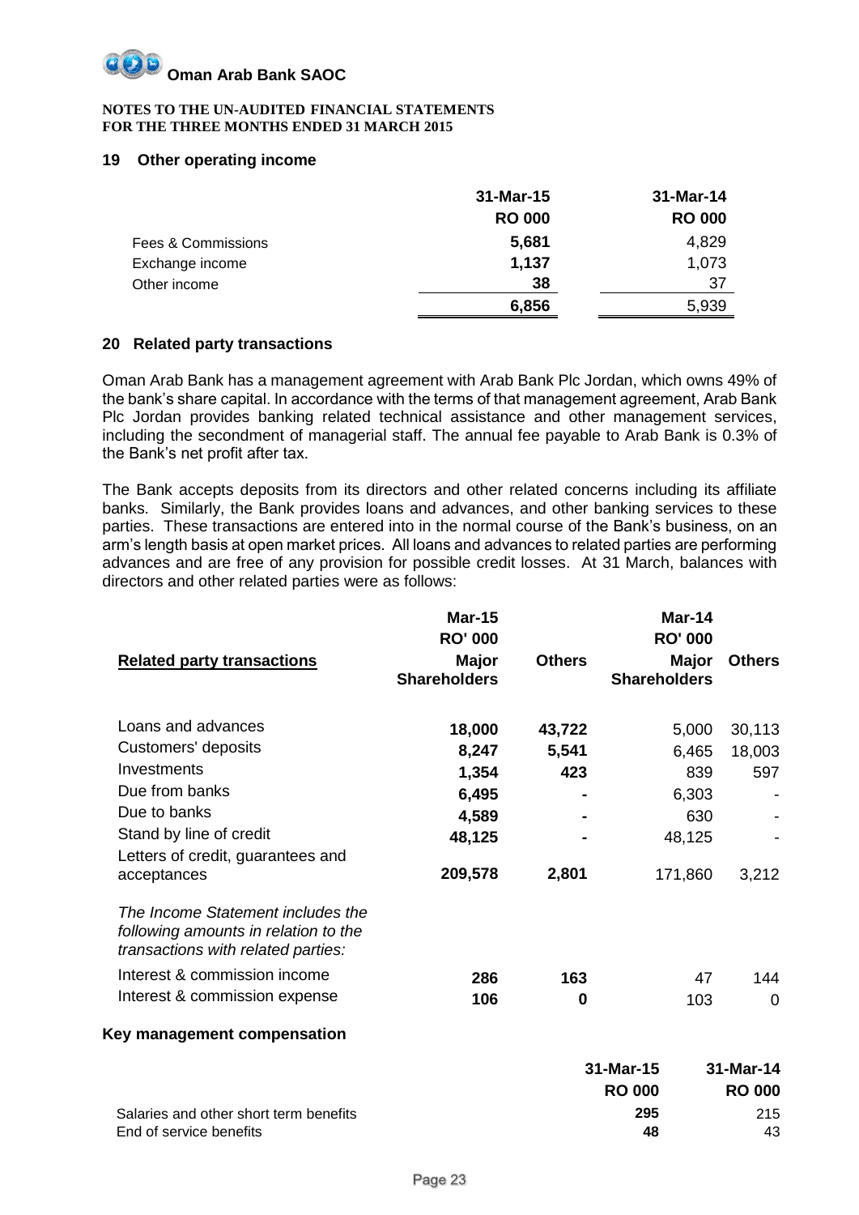**Oman Arab Bank SAOC**

**NOTES TO THE UN-AUDITED FINANCIAL STATEMENTS**
**FOR THE THREE MONTHS ENDED 31 MARCH 2015**

## 19 Other operating income

| | 31-Mar-15 | 31-Mar-14 |
|---|---|---|
| | RO 000 | RO 000 |
| Fees & Commissions | **5,681** | 4,829 |
| Exchange income | **1,137** | 1,073 |
| Other income | **38** | 37 |
| | **6,856** | 5,939 |

## 20 Related party transactions

Oman Arab Bank has a management agreement with Arab Bank Plc Jordan, which owns 49% of the bank's share capital. In accordance with the terms of that management agreement, Arab Bank Plc Jordan provides banking related technical assistance and other management services, including the secondment of managerial staff. The annual fee payable to Arab Bank is 0.3% of the Bank's net profit after tax.

The Bank accepts deposits from its directors and other related concerns including its affiliate banks. Similarly, the Bank provides loans and advances, and other banking services to these parties. These transactions are entered into in the normal course of the Bank's business, on an arm's length basis at open market prices. All loans and advances to related parties are performing advances and are free of any provision for possible credit losses. At 31 March, balances with directors and other related parties were as follows:

| **Related party transactions** | **Mar-15 RO' 000 Major Shareholders** | **Others** | **Mar-14 RO' 000 Major Shareholders** | **Others** |
|---|---|---|---|---|
| Loans and advances | **18,000** | **43,722** | 5,000 | 30,113 |
| Customers' deposits | **8,247** | **5,541** | 6,465 | 18,003 |
| Investments | **1,354** | **423** | 839 | 597 |
| Due from banks | **6,495** | **-** | 6,303 | - |
| Due to banks | **4,589** | **-** | 630 | - |
| Stand by line of credit | **48,125** | **-** | 48,125 | - |
| Letters of credit, guarantees and acceptances | **209,578** | **2,801** | 171,860 | 3,212 |
| *The Income Statement includes the following amounts in relation to the transactions with related parties:* | | | | |
| Interest & commission income | **286** | **163** | 47 | 144 |
| Interest & commission expense | **106** | **0** | 103 | 0 |

**Key management compensation**

| | 31-Mar-15 | 31-Mar-14 |
|---|---|---|
| | RO 000 | RO 000 |
| Salaries and other short term benefits | **295** | 215 |
| End of service benefits | **48** | 43 |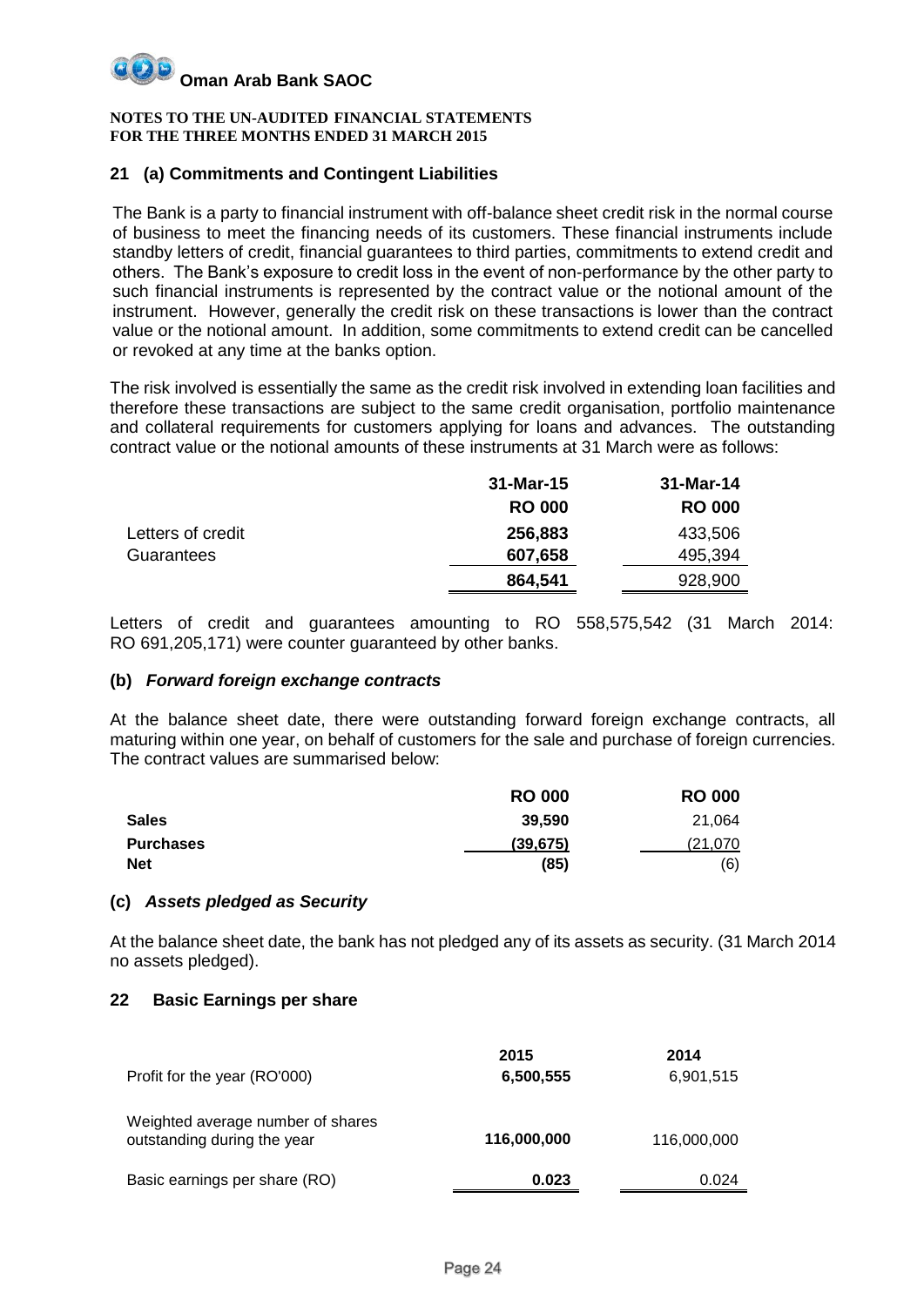**Oman Arab Bank SAOC**

**NOTES TO THE UN-AUDITED FINANCIAL STATEMENTS**
**FOR THE THREE MONTHS ENDED 31 MARCH 2015**

## 21 (a) Commitments and Contingent Liabilities

The Bank is a party to financial instrument with off-balance sheet credit risk in the normal course of business to meet the financing needs of its customers. These financial instruments include standby letters of credit, financial guarantees to third parties, commitments to extend credit and others. The Bank's exposure to credit loss in the event of non-performance by the other party to such financial instruments is represented by the contract value or the notional amount of the instrument. However, generally the credit risk on these transactions is lower than the contract value or the notional amount. In addition, some commitments to extend credit can be cancelled or revoked at any time at the banks option.

The risk involved is essentially the same as the credit risk involved in extending loan facilities and therefore these transactions are subject to the same credit organisation, portfolio maintenance and collateral requirements for customers applying for loans and advances. The outstanding contract value or the notional amounts of these instruments at 31 March were as follows:

| | **31-Mar-15** | **31-Mar-14** |
|---|---|---|
| | **RO 000** | **RO 000** |
| Letters of credit | **256,883** | 433,506 |
| Guarantees | **607,658** | 495,394 |
| | **864,541** | 928,900 |

Letters of credit and guarantees amounting to RO 558,575,542 (31 March 2014: RO 691,205,171) were counter guaranteed by other banks.

### (b) *Forward foreign exchange contracts*

At the balance sheet date, there were outstanding forward foreign exchange contracts, all maturing within one year, on behalf of customers for the sale and purchase of foreign currencies. The contract values are summarised below:

| | **RO 000** | **RO 000** |
|---|---|---|
| **Sales** | **39,590** | 21,064 |
| **Purchases** | **(39,675)** | (21,070 |
| **Net** | **(85)** | (6) |

### (c) *Assets pledged as Security*

At the balance sheet date, the bank has not pledged any of its assets as security. (31 March 2014 no assets pledged).

## 22 Basic Earnings per share

| | **2015** | **2014** |
|---|---|---|
| Profit for the year (RO'000) | **6,500,555** | 6,901,515 |
| Weighted average number of shares outstanding during the year | **116,000,000** | 116,000,000 |
| Basic earnings per share (RO) | **0.023** | 0.024 |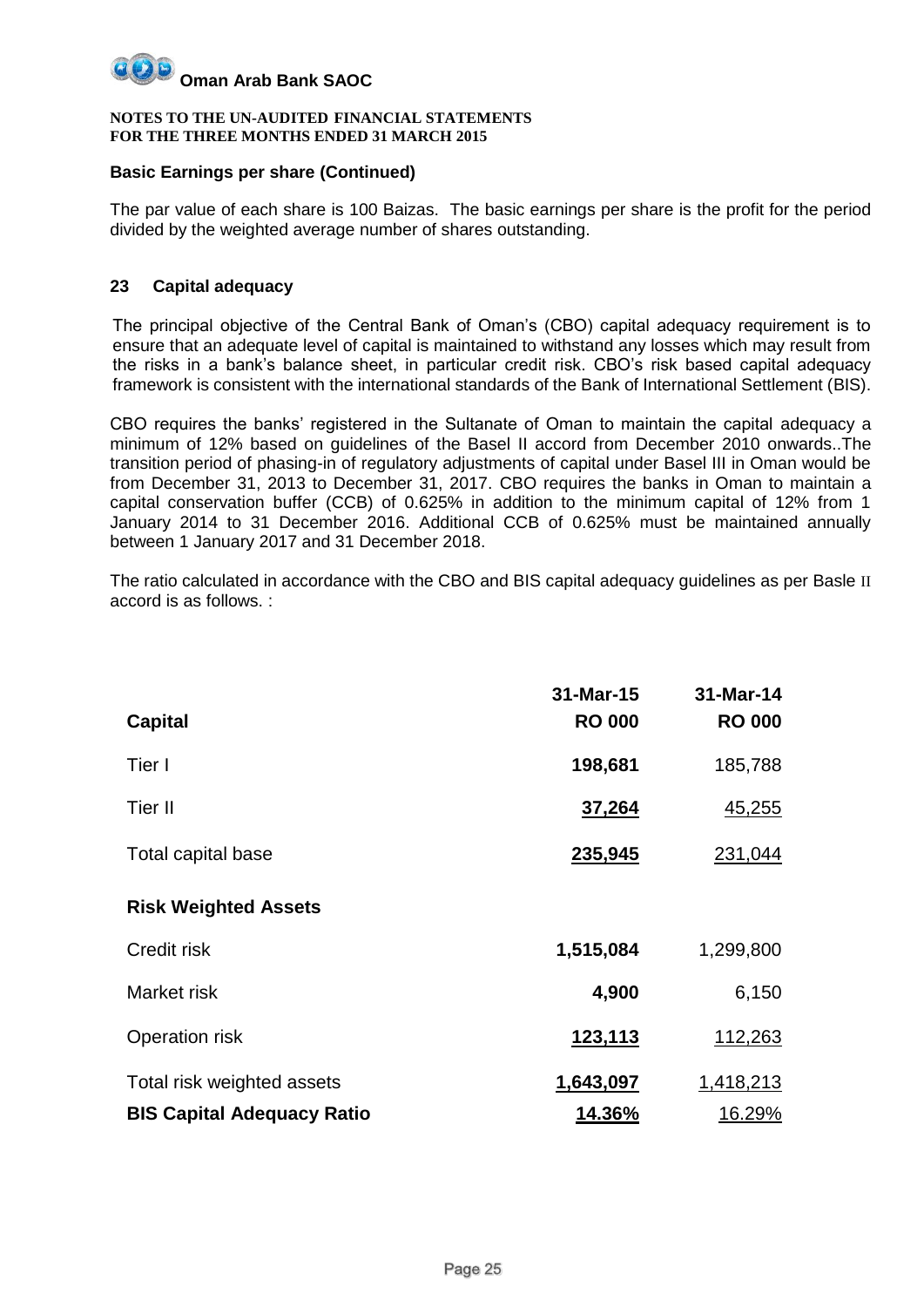**Oman Arab Bank SAOC**

**NOTES TO THE UN-AUDITED FINANCIAL STATEMENTS**
**FOR THE THREE MONTHS ENDED 31 MARCH 2015**

### Basic Earnings per share (Continued)

The par value of each share is 100 Baizas. The basic earnings per share is the profit for the period divided by the weighted average number of shares outstanding.

### 23 Capital adequacy

The principal objective of the Central Bank of Oman's (CBO) capital adequacy requirement is to ensure that an adequate level of capital is maintained to withstand any losses which may result from the risks in a bank's balance sheet, in particular credit risk. CBO's risk based capital adequacy framework is consistent with the international standards of the Bank of International Settlement (BIS).

CBO requires the banks' registered in the Sultanate of Oman to maintain the capital adequacy a minimum of 12% based on guidelines of the Basel II accord from December 2010 onwards..The transition period of phasing-in of regulatory adjustments of capital under Basel III in Oman would be from December 31, 2013 to December 31, 2017. CBO requires the banks in Oman to maintain a capital conservation buffer (CCB) of 0.625% in addition to the minimum capital of 12% from 1 January 2014 to 31 December 2016. Additional CCB of 0.625% must be maintained annually between 1 January 2017 and 31 December 2018.

The ratio calculated in accordance with the CBO and BIS capital adequacy guidelines as per Basle II accord is as follows. :

| | 31-Mar-15 | 31-Mar-14 |
|---|---|---|
| **Capital** | **RO 000** | **RO 000** |
| Tier I | **198,681** | 185,788 |
| Tier II | **37,264** | 45,255 |
| Total capital base | **235,945** | 231,044 |
| **Risk Weighted Assets** | | |
| Credit risk | **1,515,084** | 1,299,800 |
| Market risk | **4,900** | 6,150 |
| Operation risk | **123,113** | 112,263 |
| Total risk weighted assets | **1,643,097** | 1,418,213 |
| **BIS Capital Adequacy Ratio** | **14.36%** | 16.29% |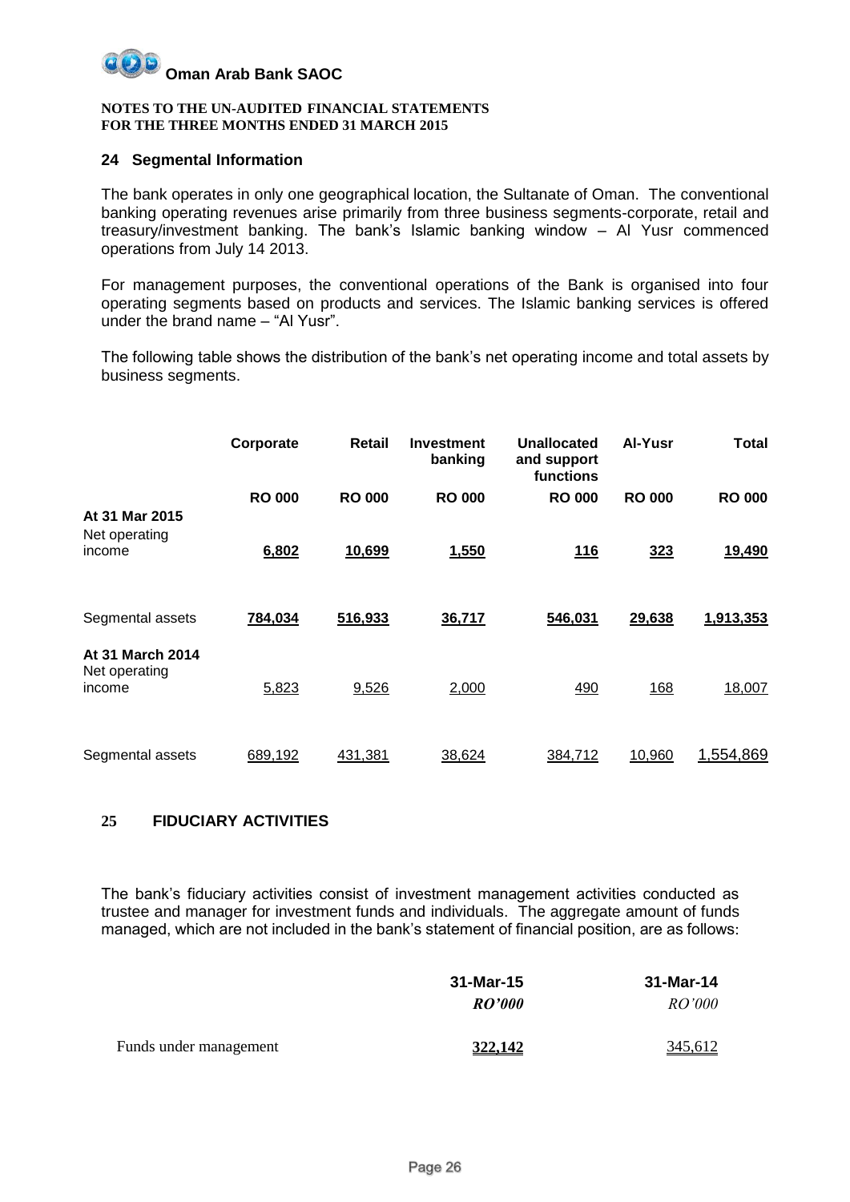**Oman Arab Bank SAOC**

**NOTES TO THE UN-AUDITED FINANCIAL STATEMENTS**
**FOR THE THREE MONTHS ENDED 31 MARCH 2015**

## 24 Segmental Information

The bank operates in only one geographical location, the Sultanate of Oman. The conventional banking operating revenues arise primarily from three business segments-corporate, retail and treasury/investment banking. The bank's Islamic banking window – Al Yusr commenced operations from July 14 2013.

For management purposes, the conventional operations of the Bank is organised into four operating segments based on products and services. The Islamic banking services is offered under the brand name – "Al Yusr".

The following table shows the distribution of the bank's net operating income and total assets by business segments.

| | Corporate | Retail | Investment banking | Unallocated and support functions | Al-Yusr | Total |
|---|---|---|---|---|---|---|
| | RO 000 | RO 000 | RO 000 | RO 000 | RO 000 | RO 000 |
| **At 31 Mar 2015** | | | | | | |
| Net operating income | **6,802** | **10,699** | **1,550** | **116** | **323** | **19,490** |
| Segmental assets | **784,034** | **516,933** | **36,717** | **546,031** | **29,638** | **1,913,353** |
| **At 31 March 2014** | | | | | | |
| Net operating income | 5,823 | 9,526 | 2,000 | 490 | 168 | 18,007 |
| Segmental assets | 689,192 | 431,381 | 38,624 | 384,712 | 10,960 | 1,554,869 |

## 25 FIDUCIARY ACTIVITIES

The bank's fiduciary activities consist of investment management activities conducted as trustee and manager for investment funds and individuals. The aggregate amount of funds managed, which are not included in the bank's statement of financial position, are as follows:

| | 31-Mar-15 | 31-Mar-14 |
|---|---|---|
| | ***RO'000*** | *RO'000* |
| Funds under management | **322,142** | 345,612 |